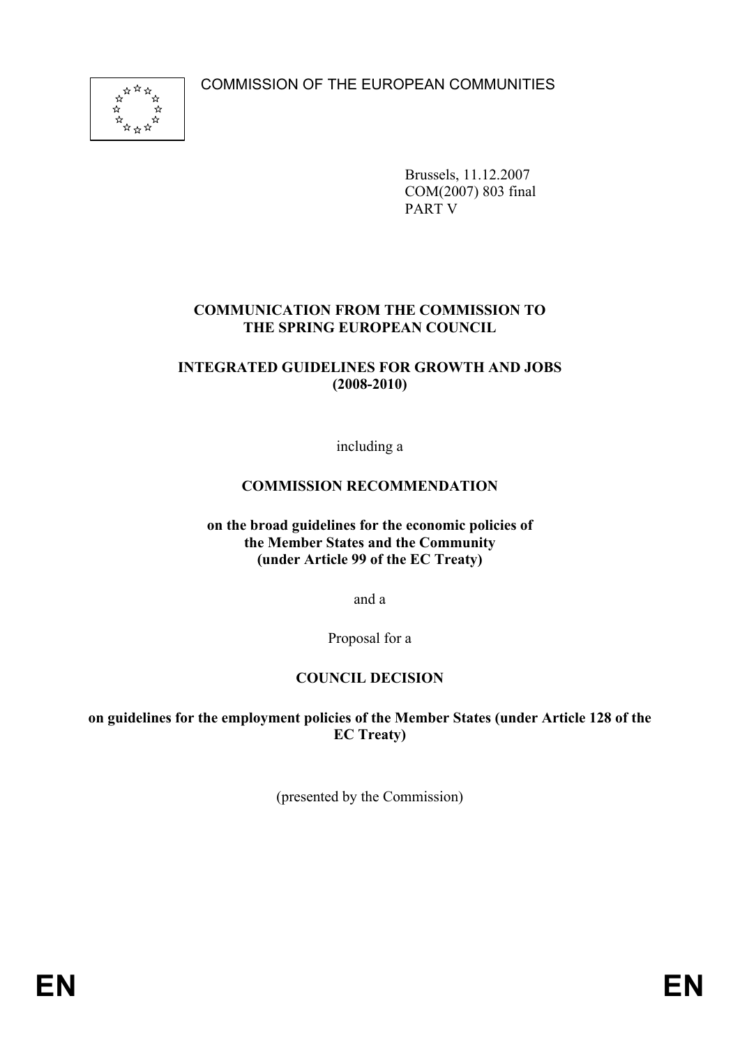COMMISSION OF THE EUROPEAN COMMUNITIES

Brussels, 11.12.2007
COM(2007) 803 final
PART V

**COMMUNICATION FROM THE COMMISSION TO THE SPRING EUROPEAN COUNCIL**

**INTEGRATED GUIDELINES FOR GROWTH AND JOBS (2008-2010)**

including a

**COMMISSION RECOMMENDATION**

**on the broad guidelines for the economic policies of the Member States and the Community (under Article 99 of the EC Treaty)**

and a

Proposal for a

**COUNCIL DECISION**

**on guidelines for the employment policies of the Member States (under Article 128 of the EC Treaty)**

(presented by the Commission)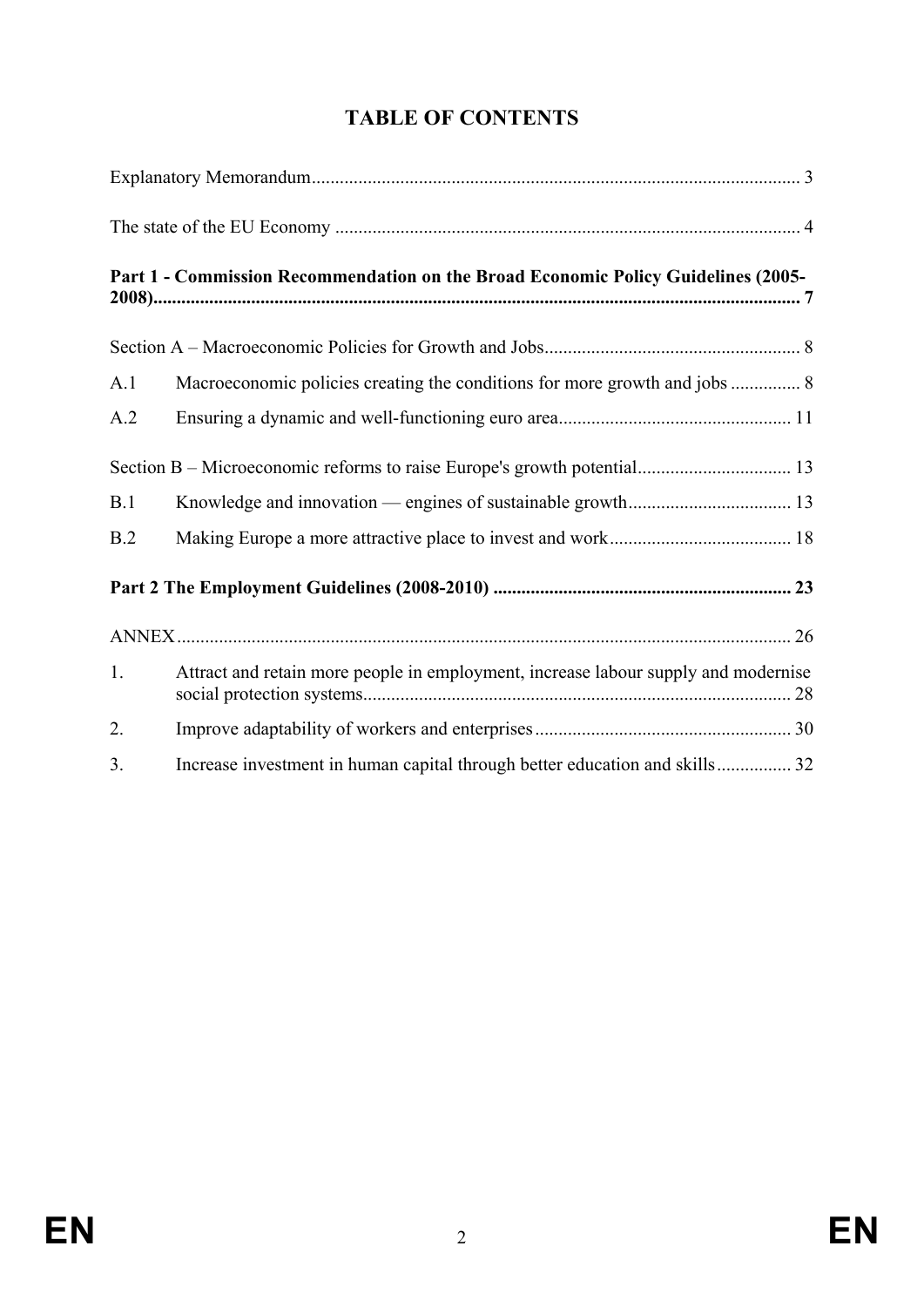# TABLE OF CONTENTS

Explanatory Memorandum........................................................................................................ 3

The state of the EU Economy ................................................................................................... 4

**Part 1 - Commission Recommendation on the Broad Economic Policy Guidelines (2005-2008)......................................................................................................................................... 7**

Section A – Macroeconomic Policies for Growth and Jobs...................................................... 8

A.1 Macroeconomic policies creating the conditions for more growth and jobs ............... 8

A.2 Ensuring a dynamic and well-functioning euro area.................................................. 11

Section B – Microeconomic reforms to raise Europe's growth potential................................. 13

B.1 Knowledge and innovation — engines of sustainable growth................................... 13

B.2 Making Europe a more attractive place to invest and work....................................... 18

**Part 2 The Employment Guidelines (2008-2010) ............................................................... 23**

ANNEX.................................................................................................................................. 26

1. Attract and retain more people in employment, increase labour supply and modernise social protection systems........................................................................................... 28

2. Improve adaptability of workers and enterprises....................................................... 30

3. Increase investment in human capital through better education and skills................ 32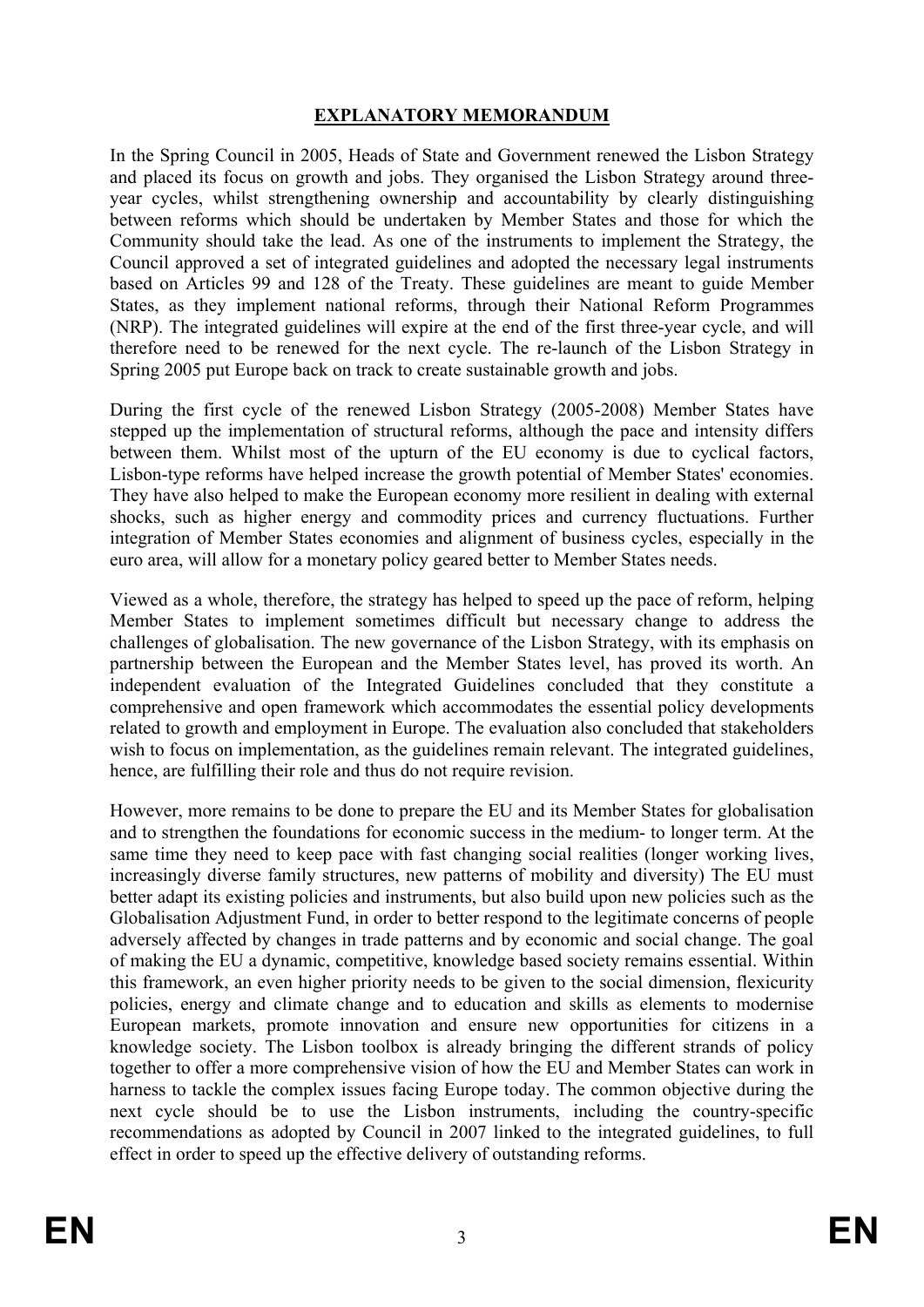## EXPLANATORY MEMORANDUM

In the Spring Council in 2005, Heads of State and Government renewed the Lisbon Strategy and placed its focus on growth and jobs. They organised the Lisbon Strategy around three-year cycles, whilst strengthening ownership and accountability by clearly distinguishing between reforms which should be undertaken by Member States and those for which the Community should take the lead. As one of the instruments to implement the Strategy, the Council approved a set of integrated guidelines and adopted the necessary legal instruments based on Articles 99 and 128 of the Treaty. These guidelines are meant to guide Member States, as they implement national reforms, through their National Reform Programmes (NRP). The integrated guidelines will expire at the end of the first three-year cycle, and will therefore need to be renewed for the next cycle. The re-launch of the Lisbon Strategy in Spring 2005 put Europe back on track to create sustainable growth and jobs.

During the first cycle of the renewed Lisbon Strategy (2005-2008) Member States have stepped up the implementation of structural reforms, although the pace and intensity differs between them. Whilst most of the upturn of the EU economy is due to cyclical factors, Lisbon-type reforms have helped increase the growth potential of Member States' economies. They have also helped to make the European economy more resilient in dealing with external shocks, such as higher energy and commodity prices and currency fluctuations. Further integration of Member States economies and alignment of business cycles, especially in the euro area, will allow for a monetary policy geared better to Member States needs.

Viewed as a whole, therefore, the strategy has helped to speed up the pace of reform, helping Member States to implement sometimes difficult but necessary change to address the challenges of globalisation. The new governance of the Lisbon Strategy, with its emphasis on partnership between the European and the Member States level, has proved its worth. An independent evaluation of the Integrated Guidelines concluded that they constitute a comprehensive and open framework which accommodates the essential policy developments related to growth and employment in Europe. The evaluation also concluded that stakeholders wish to focus on implementation, as the guidelines remain relevant. The integrated guidelines, hence, are fulfilling their role and thus do not require revision.

However, more remains to be done to prepare the EU and its Member States for globalisation and to strengthen the foundations for economic success in the medium- to longer term. At the same time they need to keep pace with fast changing social realities (longer working lives, increasingly diverse family structures, new patterns of mobility and diversity) The EU must better adapt its existing policies and instruments, but also build upon new policies such as the Globalisation Adjustment Fund, in order to better respond to the legitimate concerns of people adversely affected by changes in trade patterns and by economic and social change. The goal of making the EU a dynamic, competitive, knowledge based society remains essential. Within this framework, an even higher priority needs to be given to the social dimension, flexicurity policies, energy and climate change and to education and skills as elements to modernise European markets, promote innovation and ensure new opportunities for citizens in a knowledge society. The Lisbon toolbox is already bringing the different strands of policy together to offer a more comprehensive vision of how the EU and Member States can work in harness to tackle the complex issues facing Europe today. The common objective during the next cycle should be to use the Lisbon instruments, including the country-specific recommendations as adopted by Council in 2007 linked to the integrated guidelines, to full effect in order to speed up the effective delivery of outstanding reforms.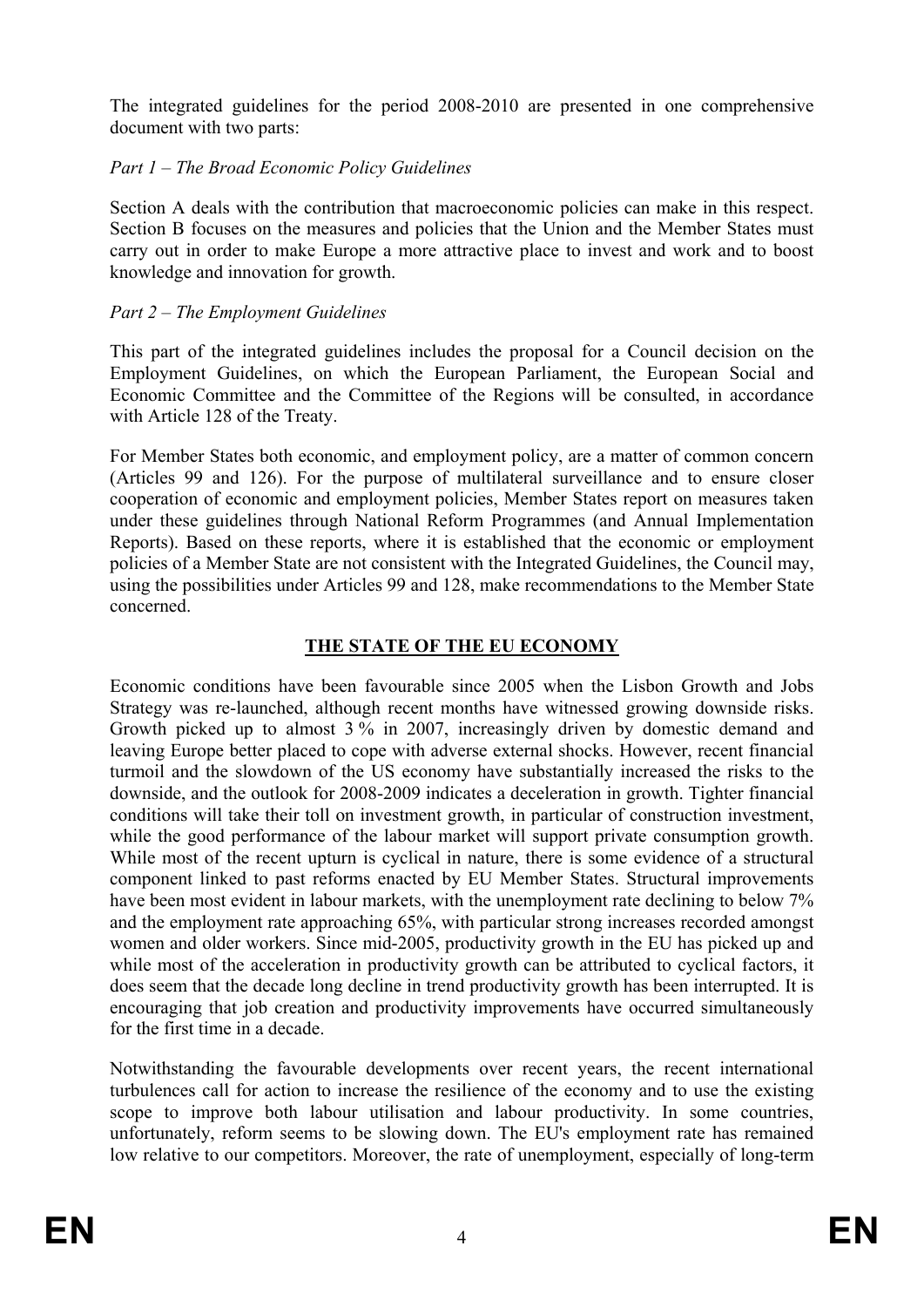The integrated guidelines for the period 2008-2010 are presented in one comprehensive document with two parts:

*Part 1 – The Broad Economic Policy Guidelines*

Section A deals with the contribution that macroeconomic policies can make in this respect. Section B focuses on the measures and policies that the Union and the Member States must carry out in order to make Europe a more attractive place to invest and work and to boost knowledge and innovation for growth.

*Part 2 – The Employment Guidelines*

This part of the integrated guidelines includes the proposal for a Council decision on the Employment Guidelines, on which the European Parliament, the European Social and Economic Committee and the Committee of the Regions will be consulted, in accordance with Article 128 of the Treaty.

For Member States both economic, and employment policy, are a matter of common concern (Articles 99 and 126). For the purpose of multilateral surveillance and to ensure closer cooperation of economic and employment policies, Member States report on measures taken under these guidelines through National Reform Programmes (and Annual Implementation Reports). Based on these reports, where it is established that the economic or employment policies of a Member State are not consistent with the Integrated Guidelines, the Council may, using the possibilities under Articles 99 and 128, make recommendations to the Member State concerned.

## THE STATE OF THE EU ECONOMY

Economic conditions have been favourable since 2005 when the Lisbon Growth and Jobs Strategy was re-launched, although recent months have witnessed growing downside risks. Growth picked up to almost 3 % in 2007, increasingly driven by domestic demand and leaving Europe better placed to cope with adverse external shocks. However, recent financial turmoil and the slowdown of the US economy have substantially increased the risks to the downside, and the outlook for 2008-2009 indicates a deceleration in growth. Tighter financial conditions will take their toll on investment growth, in particular of construction investment, while the good performance of the labour market will support private consumption growth. While most of the recent upturn is cyclical in nature, there is some evidence of a structural component linked to past reforms enacted by EU Member States. Structural improvements have been most evident in labour markets, with the unemployment rate declining to below 7% and the employment rate approaching 65%, with particular strong increases recorded amongst women and older workers. Since mid-2005, productivity growth in the EU has picked up and while most of the acceleration in productivity growth can be attributed to cyclical factors, it does seem that the decade long decline in trend productivity growth has been interrupted. It is encouraging that job creation and productivity improvements have occurred simultaneously for the first time in a decade.

Notwithstanding the favourable developments over recent years, the recent international turbulences call for action to increase the resilience of the economy and to use the existing scope to improve both labour utilisation and labour productivity. In some countries, unfortunately, reform seems to be slowing down. The EU's employment rate has remained low relative to our competitors. Moreover, the rate of unemployment, especially of long-term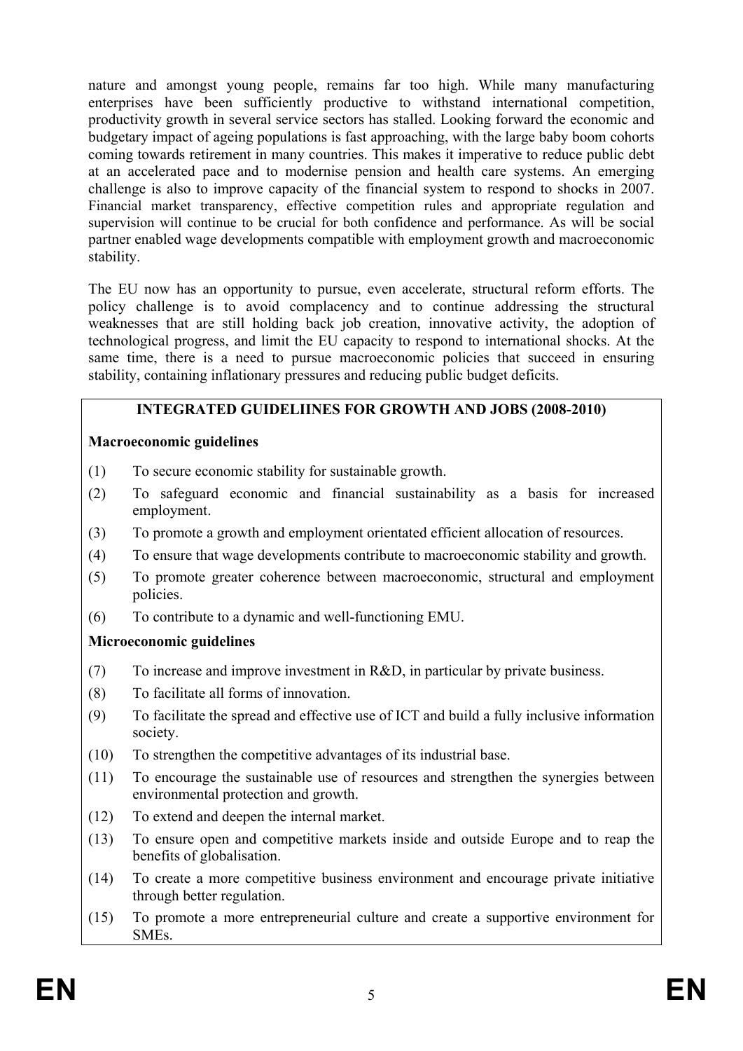nature and amongst young people, remains far too high. While many manufacturing enterprises have been sufficiently productive to withstand international competition, productivity growth in several service sectors has stalled. Looking forward the economic and budgetary impact of ageing populations is fast approaching, with the large baby boom cohorts coming towards retirement in many countries. This makes it imperative to reduce public debt at an accelerated pace and to modernise pension and health care systems. An emerging challenge is also to improve capacity of the financial system to respond to shocks in 2007. Financial market transparency, effective competition rules and appropriate regulation and supervision will continue to be crucial for both confidence and performance. As will be social partner enabled wage developments compatible with employment growth and macroeconomic stability.

The EU now has an opportunity to pursue, even accelerate, structural reform efforts. The policy challenge is to avoid complacency and to continue addressing the structural weaknesses that are still holding back job creation, innovative activity, the adoption of technological progress, and limit the EU capacity to respond to international shocks. At the same time, there is a need to pursue macroeconomic policies that succeed in ensuring stability, containing inflationary pressures and reducing public budget deficits.

**INTEGRATED GUIDELIINES FOR GROWTH AND JOBS (2008-2010)**

**Macroeconomic guidelines**

(1) To secure economic stability for sustainable growth.

(2) To safeguard economic and financial sustainability as a basis for increased employment.

(3) To promote a growth and employment orientated efficient allocation of resources.

(4) To ensure that wage developments contribute to macroeconomic stability and growth.

(5) To promote greater coherence between macroeconomic, structural and employment policies.

(6) To contribute to a dynamic and well-functioning EMU.

**Microeconomic guidelines**

(7) To increase and improve investment in R&D, in particular by private business.

(8) To facilitate all forms of innovation.

(9) To facilitate the spread and effective use of ICT and build a fully inclusive information society.

(10) To strengthen the competitive advantages of its industrial base.

(11) To encourage the sustainable use of resources and strengthen the synergies between environmental protection and growth.

(12) To extend and deepen the internal market.

(13) To ensure open and competitive markets inside and outside Europe and to reap the benefits of globalisation.

(14) To create a more competitive business environment and encourage private initiative through better regulation.

(15) To promote a more entrepreneurial culture and create a supportive environment for SMEs.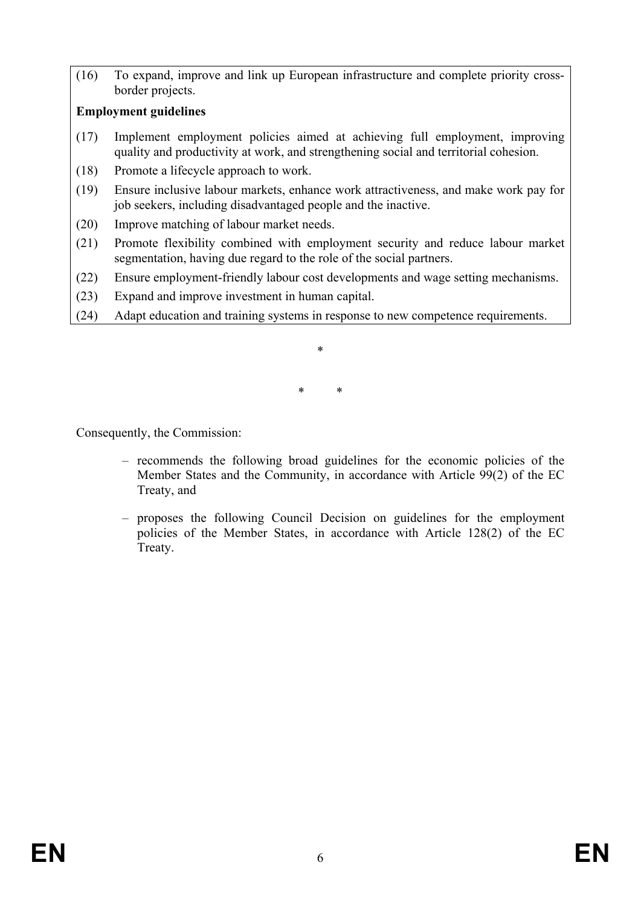(16) To expand, improve and link up European infrastructure and complete priority cross-border projects.

**Employment guidelines**

(17) Implement employment policies aimed at achieving full employment, improving quality and productivity at work, and strengthening social and territorial cohesion.

(18) Promote a lifecycle approach to work.

(19) Ensure inclusive labour markets, enhance work attractiveness, and make work pay for job seekers, including disadvantaged people and the inactive.

(20) Improve matching of labour market needs.

(21) Promote flexibility combined with employment security and reduce labour market segmentation, having due regard to the role of the social partners.

(22) Ensure employment-friendly labour cost developments and wage setting mechanisms.

(23) Expand and improve investment in human capital.

(24) Adapt education and training systems in response to new competence requirements.

*

\* \*

Consequently, the Commission:

- recommends the following broad guidelines for the economic policies of the Member States and the Community, in accordance with Article 99(2) of the EC Treaty, and

- proposes the following Council Decision on guidelines for the employment policies of the Member States, in accordance with Article 128(2) of the EC Treaty.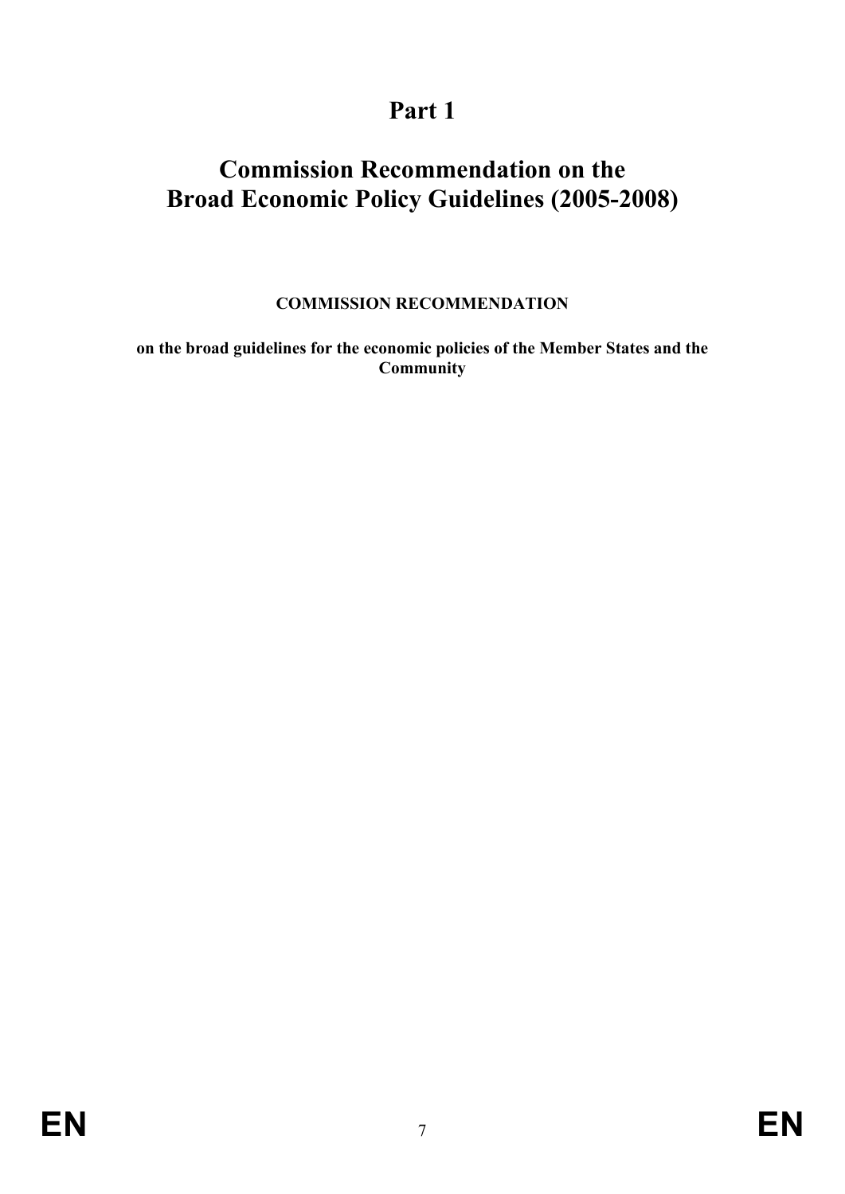# Part 1

# Commission Recommendation on the Broad Economic Policy Guidelines (2005-2008)

**COMMISSION RECOMMENDATION**

**on the broad guidelines for the economic policies of the Member States and the Community**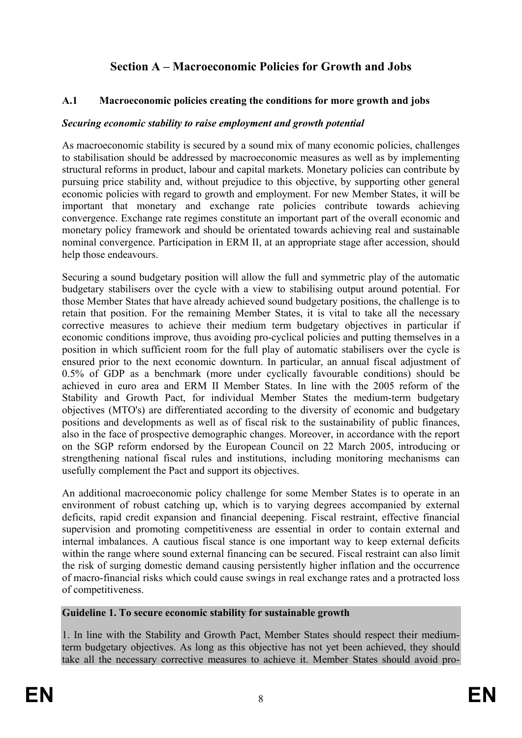## Section A – Macroeconomic Policies for Growth and Jobs

### A.1 Macroeconomic policies creating the conditions for more growth and jobs

***Securing economic stability to raise employment and growth potential***

As macroeconomic stability is secured by a sound mix of many economic policies, challenges to stabilisation should be addressed by macroeconomic measures as well as by implementing structural reforms in product, labour and capital markets. Monetary policies can contribute by pursuing price stability and, without prejudice to this objective, by supporting other general economic policies with regard to growth and employment. For new Member States, it will be important that monetary and exchange rate policies contribute towards achieving convergence. Exchange rate regimes constitute an important part of the overall economic and monetary policy framework and should be orientated towards achieving real and sustainable nominal convergence. Participation in ERM II, at an appropriate stage after accession, should help those endeavours.

Securing a sound budgetary position will allow the full and symmetric play of the automatic budgetary stabilisers over the cycle with a view to stabilising output around potential. For those Member States that have already achieved sound budgetary positions, the challenge is to retain that position. For the remaining Member States, it is vital to take all the necessary corrective measures to achieve their medium term budgetary objectives in particular if economic conditions improve, thus avoiding pro-cyclical policies and putting themselves in a position in which sufficient room for the full play of automatic stabilisers over the cycle is ensured prior to the next economic downturn. In particular, an annual fiscal adjustment of 0.5% of GDP as a benchmark (more under cyclically favourable conditions) should be achieved in euro area and ERM II Member States. In line with the 2005 reform of the Stability and Growth Pact, for individual Member States the medium-term budgetary objectives (MTO's) are differentiated according to the diversity of economic and budgetary positions and developments as well as of fiscal risk to the sustainability of public finances, also in the face of prospective demographic changes. Moreover, in accordance with the report on the SGP reform endorsed by the European Council on 22 March 2005, introducing or strengthening national fiscal rules and institutions, including monitoring mechanisms can usefully complement the Pact and support its objectives.

An additional macroeconomic policy challenge for some Member States is to operate in an environment of robust catching up, which is to varying degrees accompanied by external deficits, rapid credit expansion and financial deepening. Fiscal restraint, effective financial supervision and promoting competitiveness are essential in order to contain external and internal imbalances. A cautious fiscal stance is one important way to keep external deficits within the range where sound external financing can be secured. Fiscal restraint can also limit the risk of surging domestic demand causing persistently higher inflation and the occurrence of macro-financial risks which could cause swings in real exchange rates and a protracted loss of competitiveness.

**Guideline 1. To secure economic stability for sustainable growth**

1. In line with the Stability and Growth Pact, Member States should respect their medium-term budgetary objectives. As long as this objective has not yet been achieved, they should take all the necessary corrective measures to achieve it. Member States should avoid pro-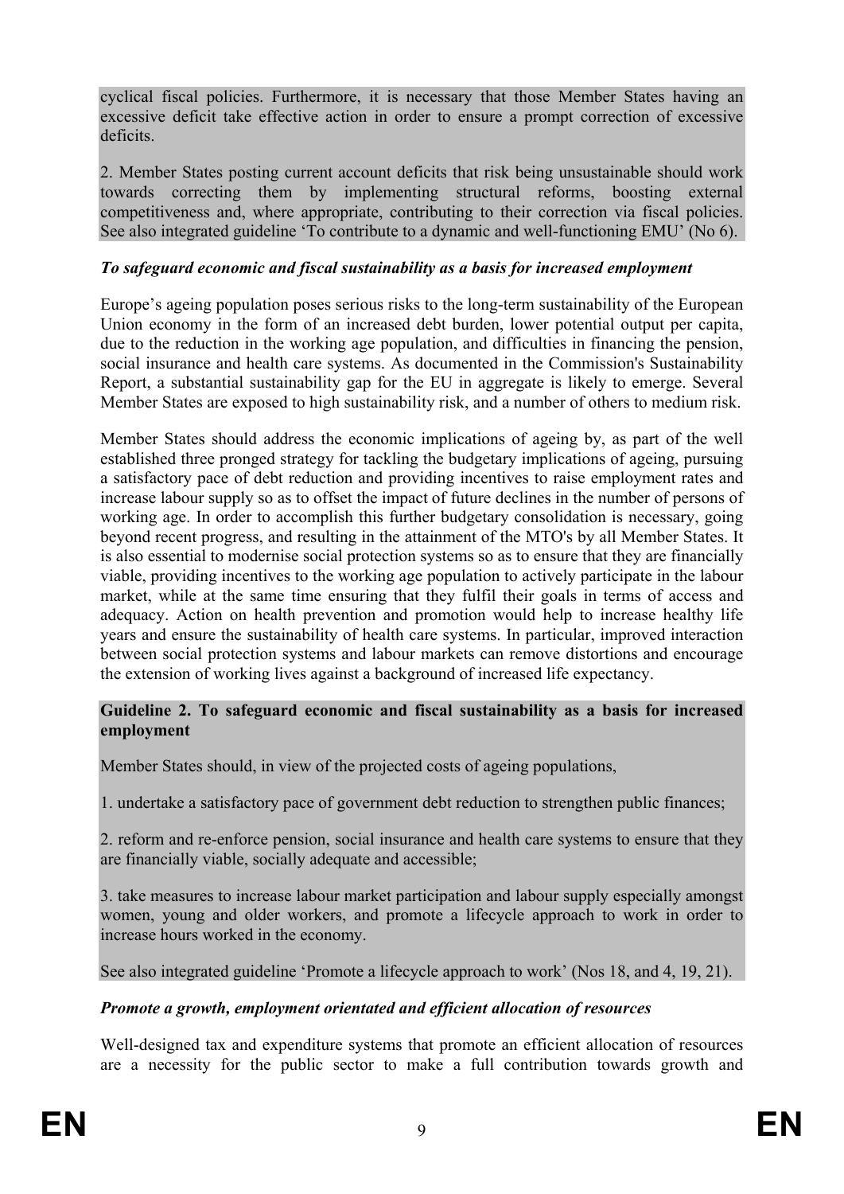cyclical fiscal policies. Furthermore, it is necessary that those Member States having an excessive deficit take effective action in order to ensure a prompt correction of excessive deficits.

2. Member States posting current account deficits that risk being unsustainable should work towards correcting them by implementing structural reforms, boosting external competitiveness and, where appropriate, contributing to their correction via fiscal policies. See also integrated guideline 'To contribute to a dynamic and well-functioning EMU' (No 6).

***To safeguard economic and fiscal sustainability as a basis for increased employment***

Europe's ageing population poses serious risks to the long-term sustainability of the European Union economy in the form of an increased debt burden, lower potential output per capita, due to the reduction in the working age population, and difficulties in financing the pension, social insurance and health care systems. As documented in the Commission's Sustainability Report, a substantial sustainability gap for the EU in aggregate is likely to emerge. Several Member States are exposed to high sustainability risk, and a number of others to medium risk.

Member States should address the economic implications of ageing by, as part of the well established three pronged strategy for tackling the budgetary implications of ageing, pursuing a satisfactory pace of debt reduction and providing incentives to raise employment rates and increase labour supply so as to offset the impact of future declines in the number of persons of working age. In order to accomplish this further budgetary consolidation is necessary, going beyond recent progress, and resulting in the attainment of the MTO's by all Member States. It is also essential to modernise social protection systems so as to ensure that they are financially viable, providing incentives to the working age population to actively participate in the labour market, while at the same time ensuring that they fulfil their goals in terms of access and adequacy. Action on health prevention and promotion would help to increase healthy life years and ensure the sustainability of health care systems. In particular, improved interaction between social protection systems and labour markets can remove distortions and encourage the extension of working lives against a background of increased life expectancy.

**Guideline 2. To safeguard economic and fiscal sustainability as a basis for increased employment**

Member States should, in view of the projected costs of ageing populations,

1. undertake a satisfactory pace of government debt reduction to strengthen public finances;

2. reform and re-enforce pension, social insurance and health care systems to ensure that they are financially viable, socially adequate and accessible;

3. take measures to increase labour market participation and labour supply especially amongst women, young and older workers, and promote a lifecycle approach to work in order to increase hours worked in the economy.

See also integrated guideline 'Promote a lifecycle approach to work' (Nos 18, and 4, 19, 21).

***Promote a growth, employment orientated and efficient allocation of resources***

Well-designed tax and expenditure systems that promote an efficient allocation of resources are a necessity for the public sector to make a full contribution towards growth and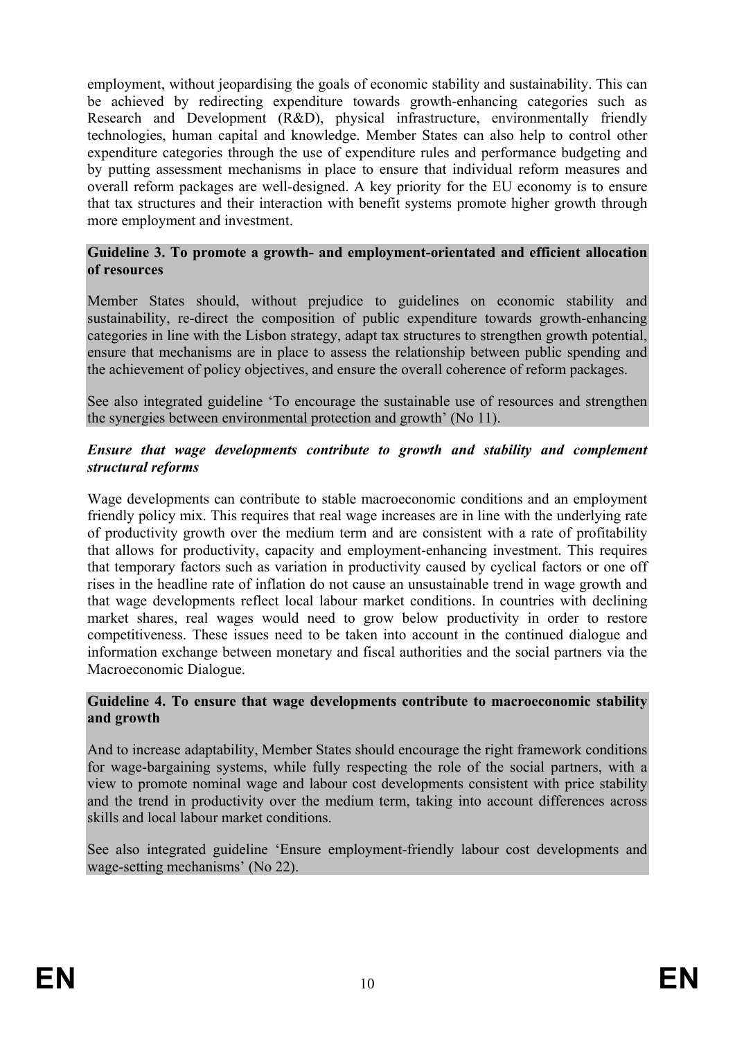employment, without jeopardising the goals of economic stability and sustainability. This can be achieved by redirecting expenditure towards growth-enhancing categories such as Research and Development (R&D), physical infrastructure, environmentally friendly technologies, human capital and knowledge. Member States can also help to control other expenditure categories through the use of expenditure rules and performance budgeting and by putting assessment mechanisms in place to ensure that individual reform measures and overall reform packages are well-designed. A key priority for the EU economy is to ensure that tax structures and their interaction with benefit systems promote higher growth through more employment and investment.

**Guideline 3. To promote a growth- and employment-orientated and efficient allocation of resources**

Member States should, without prejudice to guidelines on economic stability and sustainability, re-direct the composition of public expenditure towards growth-enhancing categories in line with the Lisbon strategy, adapt tax structures to strengthen growth potential, ensure that mechanisms are in place to assess the relationship between public spending and the achievement of policy objectives, and ensure the overall coherence of reform packages.

See also integrated guideline 'To encourage the sustainable use of resources and strengthen the synergies between environmental protection and growth' (No 11).

***Ensure that wage developments contribute to growth and stability and complement structural reforms***

Wage developments can contribute to stable macroeconomic conditions and an employment friendly policy mix. This requires that real wage increases are in line with the underlying rate of productivity growth over the medium term and are consistent with a rate of profitability that allows for productivity, capacity and employment-enhancing investment. This requires that temporary factors such as variation in productivity caused by cyclical factors or one off rises in the headline rate of inflation do not cause an unsustainable trend in wage growth and that wage developments reflect local labour market conditions. In countries with declining market shares, real wages would need to grow below productivity in order to restore competitiveness. These issues need to be taken into account in the continued dialogue and information exchange between monetary and fiscal authorities and the social partners via the Macroeconomic Dialogue.

**Guideline 4. To ensure that wage developments contribute to macroeconomic stability and growth**

And to increase adaptability, Member States should encourage the right framework conditions for wage-bargaining systems, while fully respecting the role of the social partners, with a view to promote nominal wage and labour cost developments consistent with price stability and the trend in productivity over the medium term, taking into account differences across skills and local labour market conditions.

See also integrated guideline 'Ensure employment-friendly labour cost developments and wage-setting mechanisms' (No 22).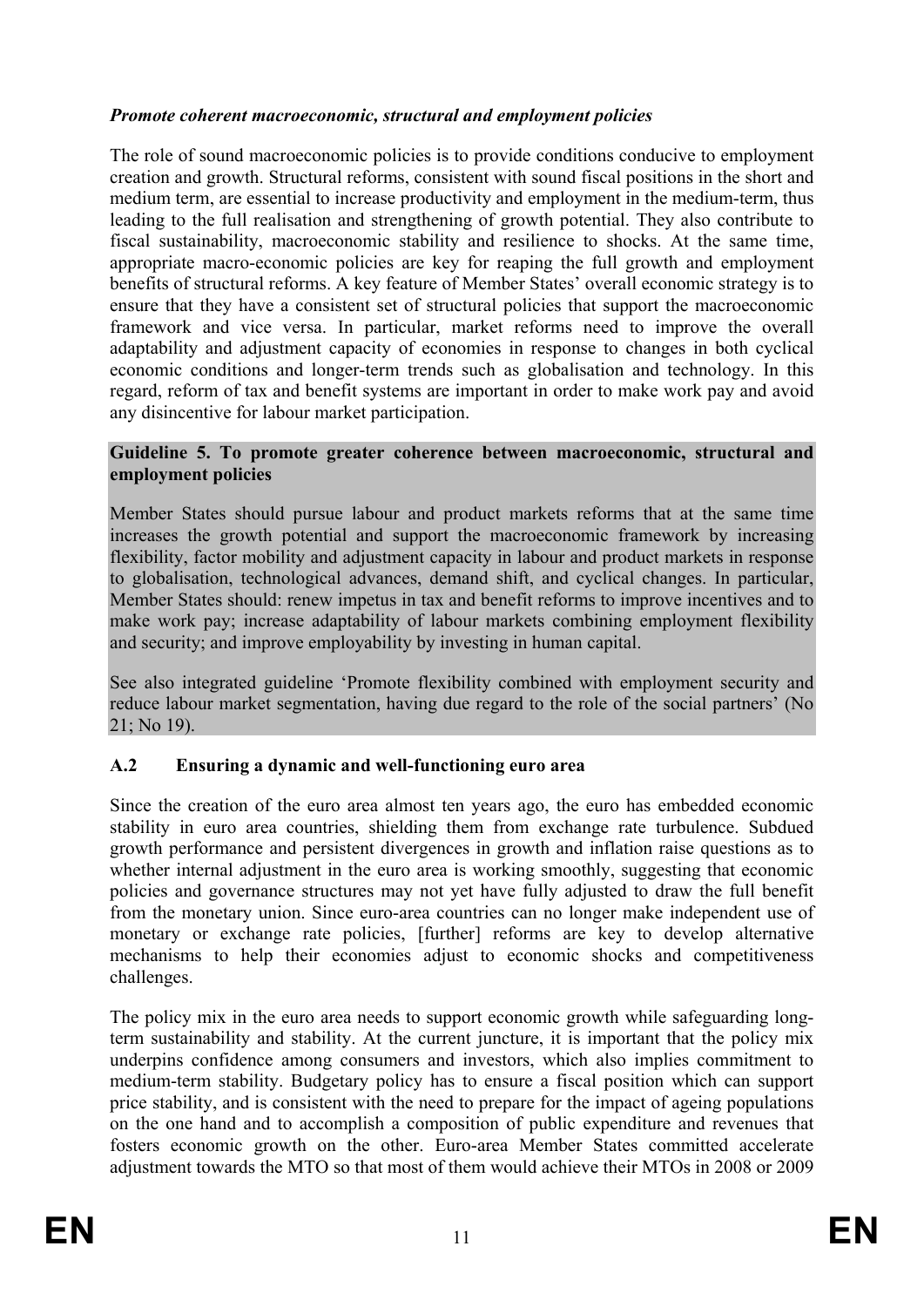*Promote coherent macroeconomic, structural and employment policies*

The role of sound macroeconomic policies is to provide conditions conducive to employment creation and growth. Structural reforms, consistent with sound fiscal positions in the short and medium term, are essential to increase productivity and employment in the medium-term, thus leading to the full realisation and strengthening of growth potential. They also contribute to fiscal sustainability, macroeconomic stability and resilience to shocks. At the same time, appropriate macro-economic policies are key for reaping the full growth and employment benefits of structural reforms. A key feature of Member States' overall economic strategy is to ensure that they have a consistent set of structural policies that support the macroeconomic framework and vice versa. In particular, market reforms need to improve the overall adaptability and adjustment capacity of economies in response to changes in both cyclical economic conditions and longer-term trends such as globalisation and technology. In this regard, reform of tax and benefit systems are important in order to make work pay and avoid any disincentive for labour market participation.

**Guideline 5. To promote greater coherence between macroeconomic, structural and employment policies**

Member States should pursue labour and product markets reforms that at the same time increases the growth potential and support the macroeconomic framework by increasing flexibility, factor mobility and adjustment capacity in labour and product markets in response to globalisation, technological advances, demand shift, and cyclical changes. In particular, Member States should: renew impetus in tax and benefit reforms to improve incentives and to make work pay; increase adaptability of labour markets combining employment flexibility and security; and improve employability by investing in human capital.

See also integrated guideline 'Promote flexibility combined with employment security and reduce labour market segmentation, having due regard to the role of the social partners' (No 21; No 19).

## A.2 Ensuring a dynamic and well-functioning euro area

Since the creation of the euro area almost ten years ago, the euro has embedded economic stability in euro area countries, shielding them from exchange rate turbulence. Subdued growth performance and persistent divergences in growth and inflation raise questions as to whether internal adjustment in the euro area is working smoothly, suggesting that economic policies and governance structures may not yet have fully adjusted to draw the full benefit from the monetary union. Since euro-area countries can no longer make independent use of monetary or exchange rate policies, [further] reforms are key to develop alternative mechanisms to help their economies adjust to economic shocks and competitiveness challenges.

The policy mix in the euro area needs to support economic growth while safeguarding long-term sustainability and stability. At the current juncture, it is important that the policy mix underpins confidence among consumers and investors, which also implies commitment to medium-term stability. Budgetary policy has to ensure a fiscal position which can support price stability, and is consistent with the need to prepare for the impact of ageing populations on the one hand and to accomplish a composition of public expenditure and revenues that fosters economic growth on the other. Euro-area Member States committed accelerate adjustment towards the MTO so that most of them would achieve their MTOs in 2008 or 2009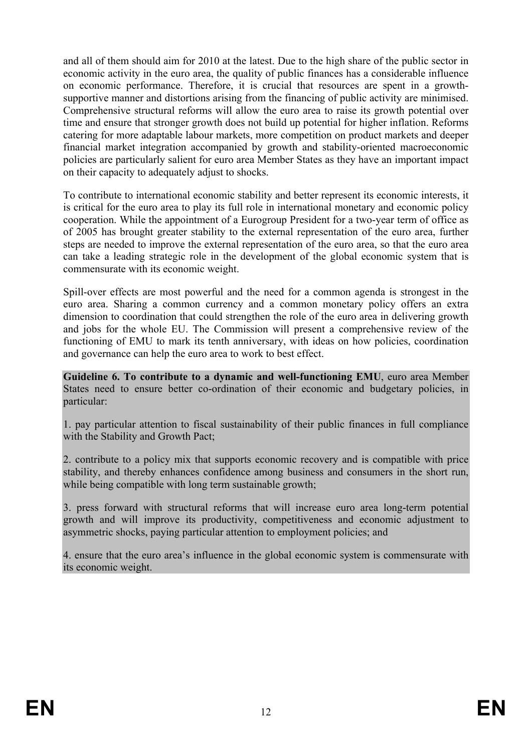and all of them should aim for 2010 at the latest. Due to the high share of the public sector in economic activity in the euro area, the quality of public finances has a considerable influence on economic performance. Therefore, it is crucial that resources are spent in a growth-supportive manner and distortions arising from the financing of public activity are minimised. Comprehensive structural reforms will allow the euro area to raise its growth potential over time and ensure that stronger growth does not build up potential for higher inflation. Reforms catering for more adaptable labour markets, more competition on product markets and deeper financial market integration accompanied by growth and stability-oriented macroeconomic policies are particularly salient for euro area Member States as they have an important impact on their capacity to adequately adjust to shocks.

To contribute to international economic stability and better represent its economic interests, it is critical for the euro area to play its full role in international monetary and economic policy cooperation. While the appointment of a Eurogroup President for a two-year term of office as of 2005 has brought greater stability to the external representation of the euro area, further steps are needed to improve the external representation of the euro area, so that the euro area can take a leading strategic role in the development of the global economic system that is commensurate with its economic weight.

Spill-over effects are most powerful and the need for a common agenda is strongest in the euro area. Sharing a common currency and a common monetary policy offers an extra dimension to coordination that could strengthen the role of the euro area in delivering growth and jobs for the whole EU. The Commission will present a comprehensive review of the functioning of EMU to mark its tenth anniversary, with ideas on how policies, coordination and governance can help the euro area to work to best effect.

**Guideline 6. To contribute to a dynamic and well-functioning EMU**, euro area Member States need to ensure better co-ordination of their economic and budgetary policies, in particular:

1. pay particular attention to fiscal sustainability of their public finances in full compliance with the Stability and Growth Pact;

2. contribute to a policy mix that supports economic recovery and is compatible with price stability, and thereby enhances confidence among business and consumers in the short run, while being compatible with long term sustainable growth;

3. press forward with structural reforms that will increase euro area long-term potential growth and will improve its productivity, competitiveness and economic adjustment to asymmetric shocks, paying particular attention to employment policies; and

4. ensure that the euro area's influence in the global economic system is commensurate with its economic weight.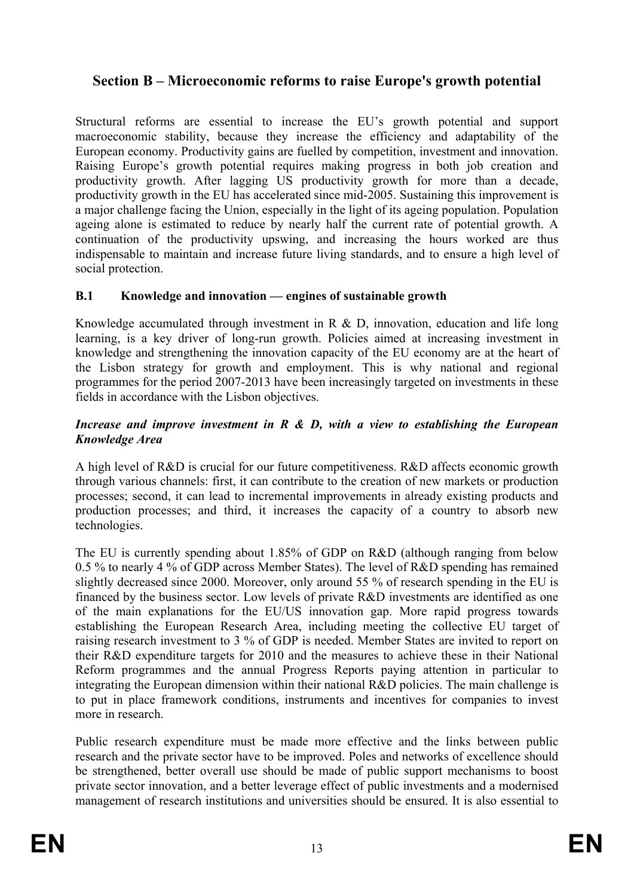## Section B – Microeconomic reforms to raise Europe's growth potential

Structural reforms are essential to increase the EU's growth potential and support macroeconomic stability, because they increase the efficiency and adaptability of the European economy. Productivity gains are fuelled by competition, investment and innovation. Raising Europe's growth potential requires making progress in both job creation and productivity growth. After lagging US productivity growth for more than a decade, productivity growth in the EU has accelerated since mid-2005. Sustaining this improvement is a major challenge facing the Union, especially in the light of its ageing population. Population ageing alone is estimated to reduce by nearly half the current rate of potential growth. A continuation of the productivity upswing, and increasing the hours worked are thus indispensable to maintain and increase future living standards, and to ensure a high level of social protection.

### B.1 Knowledge and innovation — engines of sustainable growth

Knowledge accumulated through investment in R & D, innovation, education and life long learning, is a key driver of long-run growth. Policies aimed at increasing investment in knowledge and strengthening the innovation capacity of the EU economy are at the heart of the Lisbon strategy for growth and employment. This is why national and regional programmes for the period 2007-2013 have been increasingly targeted on investments in these fields in accordance with the Lisbon objectives.

***Increase and improve investment in R & D, with a view to establishing the European Knowledge Area***

A high level of R&D is crucial for our future competitiveness. R&D affects economic growth through various channels: first, it can contribute to the creation of new markets or production processes; second, it can lead to incremental improvements in already existing products and production processes; and third, it increases the capacity of a country to absorb new technologies.

The EU is currently spending about 1.85% of GDP on R&D (although ranging from below 0.5 % to nearly 4 % of GDP across Member States). The level of R&D spending has remained slightly decreased since 2000. Moreover, only around 55 % of research spending in the EU is financed by the business sector. Low levels of private R&D investments are identified as one of the main explanations for the EU/US innovation gap. More rapid progress towards establishing the European Research Area, including meeting the collective EU target of raising research investment to 3 % of GDP is needed. Member States are invited to report on their R&D expenditure targets for 2010 and the measures to achieve these in their National Reform programmes and the annual Progress Reports paying attention in particular to integrating the European dimension within their national R&D policies. The main challenge is to put in place framework conditions, instruments and incentives for companies to invest more in research.

Public research expenditure must be made more effective and the links between public research and the private sector have to be improved. Poles and networks of excellence should be strengthened, better overall use should be made of public support mechanisms to boost private sector innovation, and a better leverage effect of public investments and a modernised management of research institutions and universities should be ensured. It is also essential to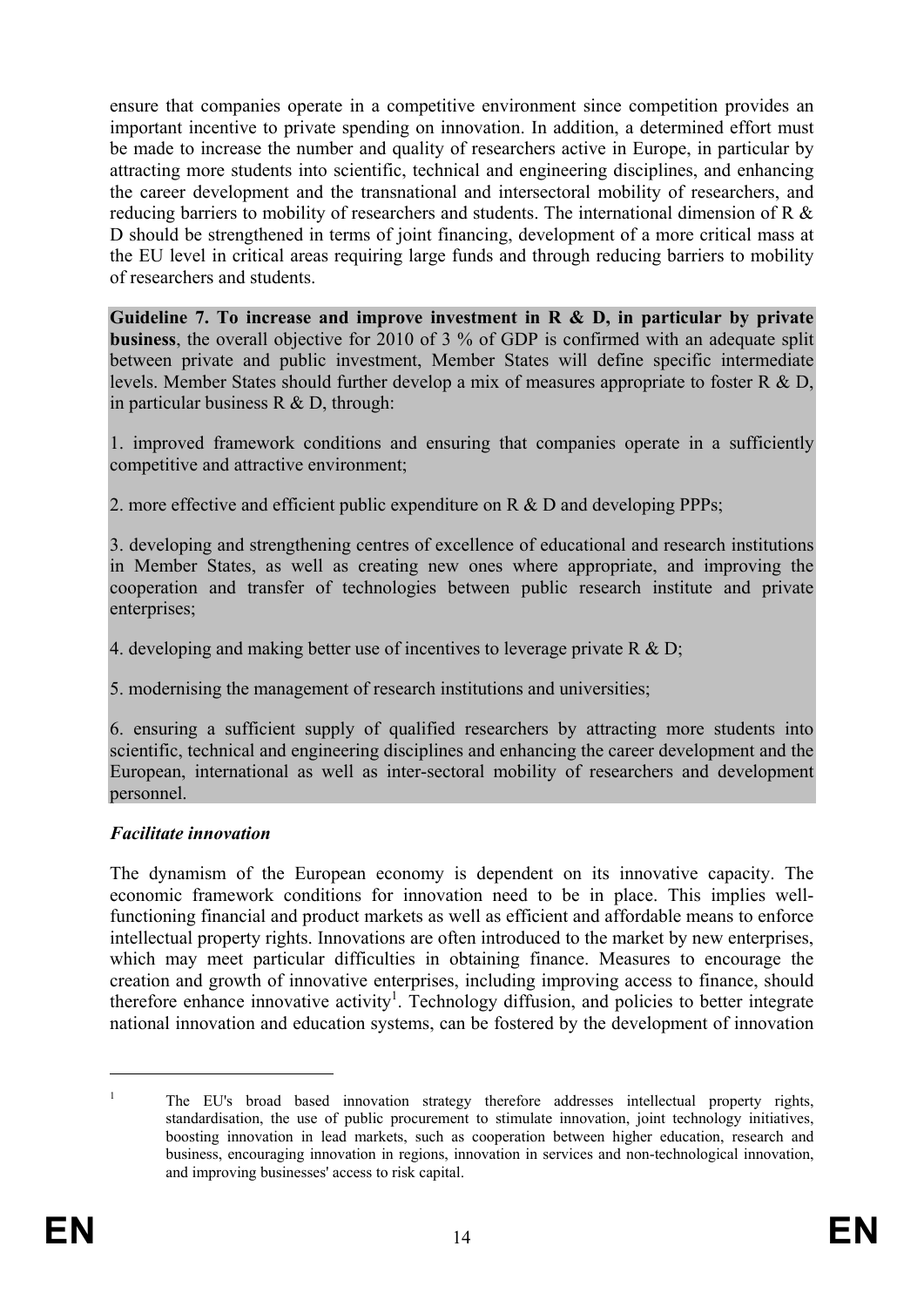ensure that companies operate in a competitive environment since competition provides an important incentive to private spending on innovation. In addition, a determined effort must be made to increase the number and quality of researchers active in Europe, in particular by attracting more students into scientific, technical and engineering disciplines, and enhancing the career development and the transnational and intersectoral mobility of researchers, and reducing barriers to mobility of researchers and students. The international dimension of R & D should be strengthened in terms of joint financing, development of a more critical mass at the EU level in critical areas requiring large funds and through reducing barriers to mobility of researchers and students.

**Guideline 7. To increase and improve investment in R & D, in particular by private business**, the overall objective for 2010 of 3 % of GDP is confirmed with an adequate split between private and public investment, Member States will define specific intermediate levels. Member States should further develop a mix of measures appropriate to foster R & D, in particular business R & D, through:

1. improved framework conditions and ensuring that companies operate in a sufficiently competitive and attractive environment;

2. more effective and efficient public expenditure on R & D and developing PPPs;

3. developing and strengthening centres of excellence of educational and research institutions in Member States, as well as creating new ones where appropriate, and improving the cooperation and transfer of technologies between public research institute and private enterprises;

4. developing and making better use of incentives to leverage private R & D;

5. modernising the management of research institutions and universities;

6. ensuring a sufficient supply of qualified researchers by attracting more students into scientific, technical and engineering disciplines and enhancing the career development and the European, international as well as inter-sectoral mobility of researchers and development personnel.

***Facilitate innovation***

The dynamism of the European economy is dependent on its innovative capacity. The economic framework conditions for innovation need to be in place. This implies well-functioning financial and product markets as well as efficient and affordable means to enforce intellectual property rights. Innovations are often introduced to the market by new enterprises, which may meet particular difficulties in obtaining finance. Measures to encourage the creation and growth of innovative enterprises, including improving access to finance, should therefore enhance innovative activity[1]. Technology diffusion, and policies to better integrate national innovation and education systems, can be fostered by the development of innovation

[1] The EU's broad based innovation strategy therefore addresses intellectual property rights, standardisation, the use of public procurement to stimulate innovation, joint technology initiatives, boosting innovation in lead markets, such as cooperation between higher education, research and business, encouraging innovation in regions, innovation in services and non-technological innovation, and improving businesses' access to risk capital.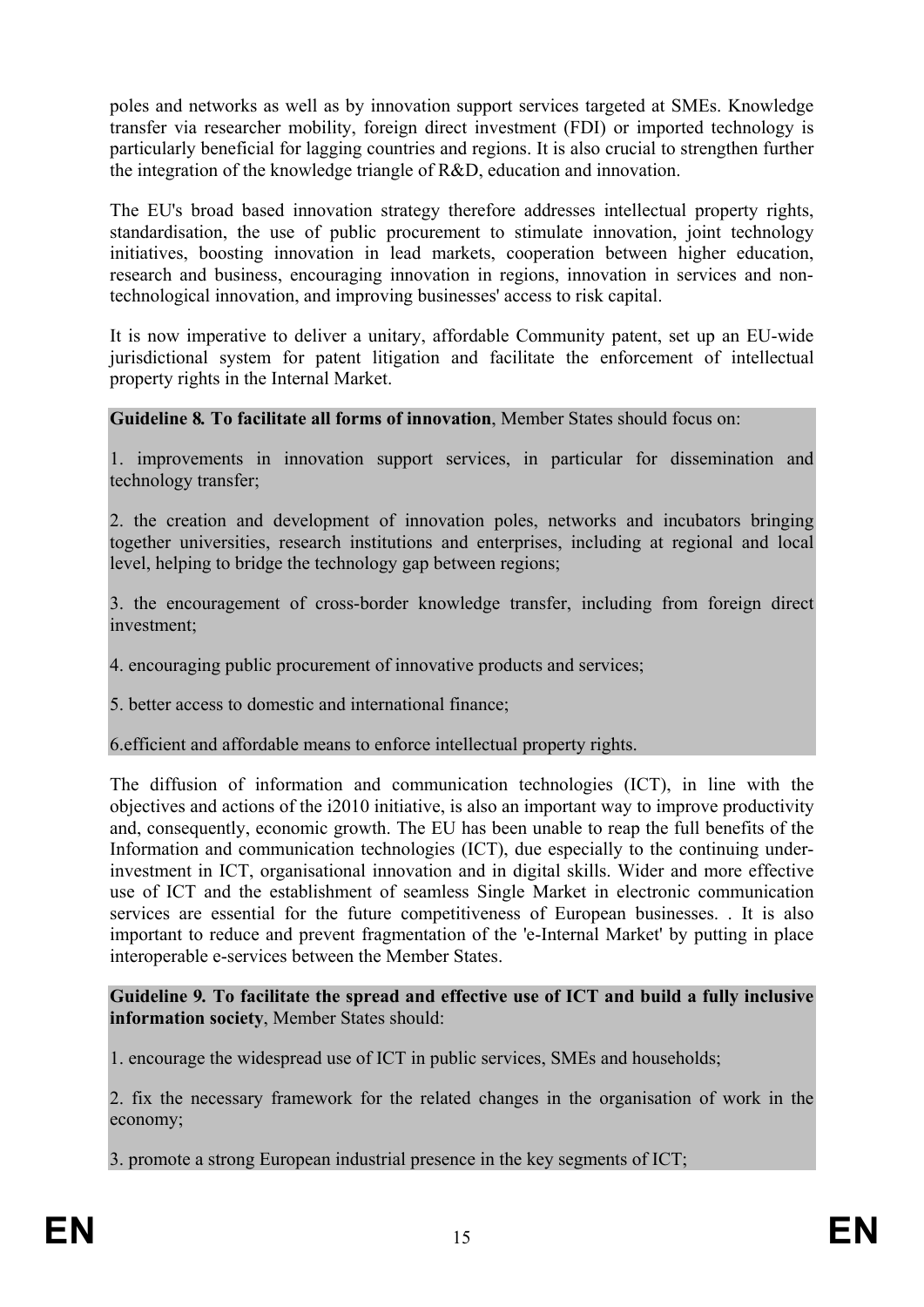poles and networks as well as by innovation support services targeted at SMEs. Knowledge transfer via researcher mobility, foreign direct investment (FDI) or imported technology is particularly beneficial for lagging countries and regions. It is also crucial to strengthen further the integration of the knowledge triangle of R&D, education and innovation.

The EU's broad based innovation strategy therefore addresses intellectual property rights, standardisation, the use of public procurement to stimulate innovation, joint technology initiatives, boosting innovation in lead markets, cooperation between higher education, research and business, encouraging innovation in regions, innovation in services and non-technological innovation, and improving businesses' access to risk capital.

It is now imperative to deliver a unitary, affordable Community patent, set up an EU-wide jurisdictional system for patent litigation and facilitate the enforcement of intellectual property rights in the Internal Market.

**Guideline 8. To facilitate all forms of innovation**, Member States should focus on:

1. improvements in innovation support services, in particular for dissemination and technology transfer;

2. the creation and development of innovation poles, networks and incubators bringing together universities, research institutions and enterprises, including at regional and local level, helping to bridge the technology gap between regions;

3. the encouragement of cross-border knowledge transfer, including from foreign direct investment;

4. encouraging public procurement of innovative products and services;

5. better access to domestic and international finance;

6.efficient and affordable means to enforce intellectual property rights.

The diffusion of information and communication technologies (ICT), in line with the objectives and actions of the i2010 initiative, is also an important way to improve productivity and, consequently, economic growth. The EU has been unable to reap the full benefits of the Information and communication technologies (ICT), due especially to the continuing under-investment in ICT, organisational innovation and in digital skills. Wider and more effective use of ICT and the establishment of seamless Single Market in electronic communication services are essential for the future competitiveness of European businesses. . It is also important to reduce and prevent fragmentation of the 'e-Internal Market' by putting in place interoperable e-services between the Member States.

**Guideline 9. To facilitate the spread and effective use of ICT and build a fully inclusive information society**, Member States should:

1. encourage the widespread use of ICT in public services, SMEs and households;

2. fix the necessary framework for the related changes in the organisation of work in the economy;

3. promote a strong European industrial presence in the key segments of ICT;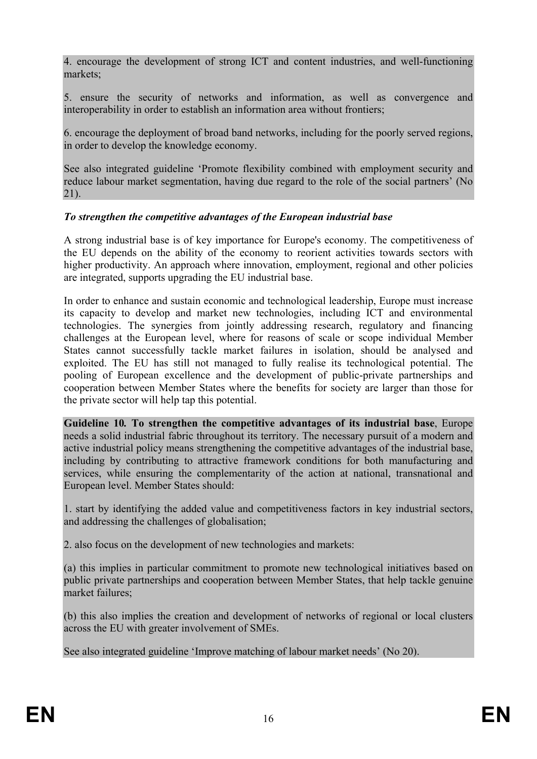4. encourage the development of strong ICT and content industries, and well-functioning markets;

5. ensure the security of networks and information, as well as convergence and interoperability in order to establish an information area without frontiers;

6. encourage the deployment of broad band networks, including for the poorly served regions, in order to develop the knowledge economy.

See also integrated guideline 'Promote flexibility combined with employment security and reduce labour market segmentation, having due regard to the role of the social partners' (No 21).

***To strengthen the competitive advantages of the European industrial base***

A strong industrial base is of key importance for Europe's economy. The competitiveness of the EU depends on the ability of the economy to reorient activities towards sectors with higher productivity. An approach where innovation, employment, regional and other policies are integrated, supports upgrading the EU industrial base.

In order to enhance and sustain economic and technological leadership, Europe must increase its capacity to develop and market new technologies, including ICT and environmental technologies. The synergies from jointly addressing research, regulatory and financing challenges at the European level, where for reasons of scale or scope individual Member States cannot successfully tackle market failures in isolation, should be analysed and exploited. The EU has still not managed to fully realise its technological potential. The pooling of European excellence and the development of public-private partnerships and cooperation between Member States where the benefits for society are larger than those for the private sector will help tap this potential.

**Guideline 10. To strengthen the competitive advantages of its industrial base**, Europe needs a solid industrial fabric throughout its territory. The necessary pursuit of a modern and active industrial policy means strengthening the competitive advantages of the industrial base, including by contributing to attractive framework conditions for both manufacturing and services, while ensuring the complementarity of the action at national, transnational and European level. Member States should:

1. start by identifying the added value and competitiveness factors in key industrial sectors, and addressing the challenges of globalisation;

2. also focus on the development of new technologies and markets:

(a) this implies in particular commitment to promote new technological initiatives based on public private partnerships and cooperation between Member States, that help tackle genuine market failures;

(b) this also implies the creation and development of networks of regional or local clusters across the EU with greater involvement of SMEs.

See also integrated guideline 'Improve matching of labour market needs' (No 20).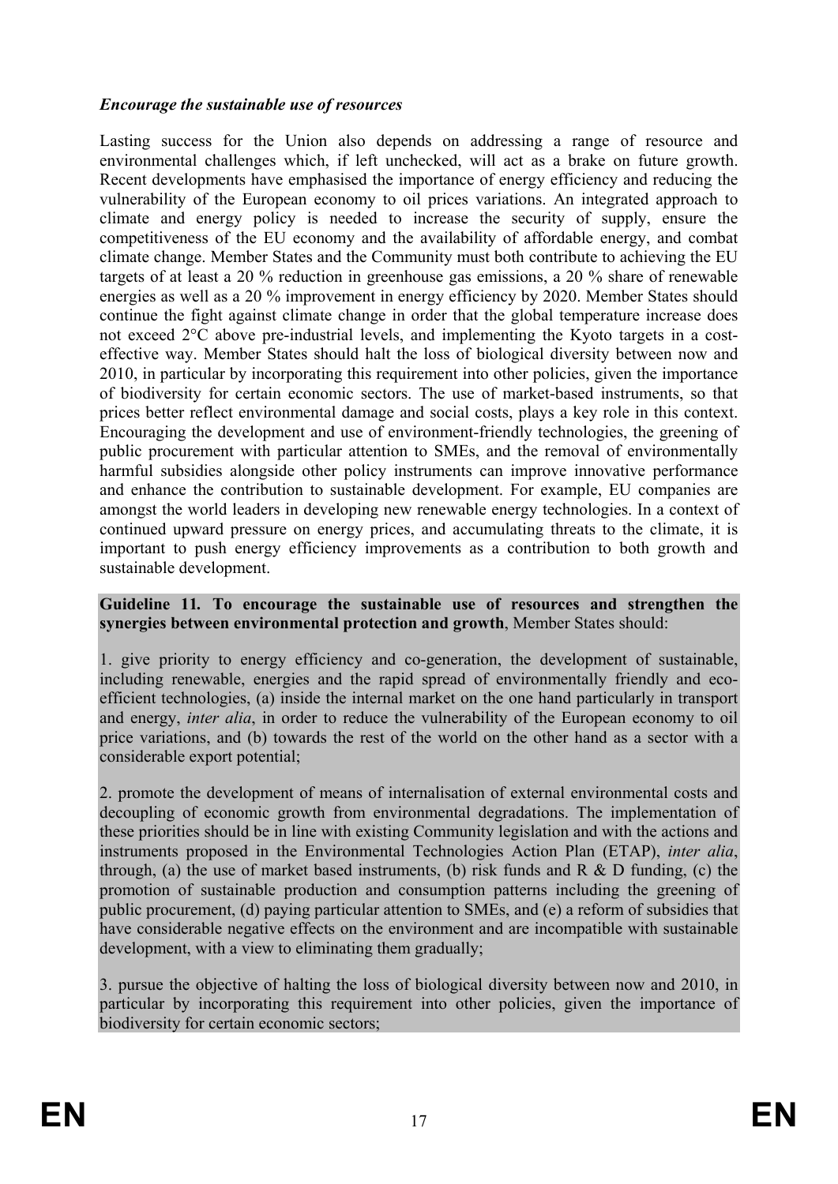*Encourage the sustainable use of resources*

Lasting success for the Union also depends on addressing a range of resource and environmental challenges which, if left unchecked, will act as a brake on future growth. Recent developments have emphasised the importance of energy efficiency and reducing the vulnerability of the European economy to oil prices variations. An integrated approach to climate and energy policy is needed to increase the security of supply, ensure the competitiveness of the EU economy and the availability of affordable energy, and combat climate change. Member States and the Community must both contribute to achieving the EU targets of at least a 20 % reduction in greenhouse gas emissions, a 20 % share of renewable energies as well as a 20 % improvement in energy efficiency by 2020. Member States should continue the fight against climate change in order that the global temperature increase does not exceed 2°C above pre-industrial levels, and implementing the Kyoto targets in a cost-effective way. Member States should halt the loss of biological diversity between now and 2010, in particular by incorporating this requirement into other policies, given the importance of biodiversity for certain economic sectors. The use of market-based instruments, so that prices better reflect environmental damage and social costs, plays a key role in this context. Encouraging the development and use of environment-friendly technologies, the greening of public procurement with particular attention to SMEs, and the removal of environmentally harmful subsidies alongside other policy instruments can improve innovative performance and enhance the contribution to sustainable development. For example, EU companies are amongst the world leaders in developing new renewable energy technologies. In a context of continued upward pressure on energy prices, and accumulating threats to the climate, it is important to push energy efficiency improvements as a contribution to both growth and sustainable development.

**Guideline 11. To encourage the sustainable use of resources and strengthen the synergies between environmental protection and growth**, Member States should:

1. give priority to energy efficiency and co-generation, the development of sustainable, including renewable, energies and the rapid spread of environmentally friendly and eco-efficient technologies, (a) inside the internal market on the one hand particularly in transport and energy, *inter alia*, in order to reduce the vulnerability of the European economy to oil price variations, and (b) towards the rest of the world on the other hand as a sector with a considerable export potential;

2. promote the development of means of internalisation of external environmental costs and decoupling of economic growth from environmental degradations. The implementation of these priorities should be in line with existing Community legislation and with the actions and instruments proposed in the Environmental Technologies Action Plan (ETAP), *inter alia*, through, (a) the use of market based instruments, (b) risk funds and R & D funding, (c) the promotion of sustainable production and consumption patterns including the greening of public procurement, (d) paying particular attention to SMEs, and (e) a reform of subsidies that have considerable negative effects on the environment and are incompatible with sustainable development, with a view to eliminating them gradually;

3. pursue the objective of halting the loss of biological diversity between now and 2010, in particular by incorporating this requirement into other policies, given the importance of biodiversity for certain economic sectors;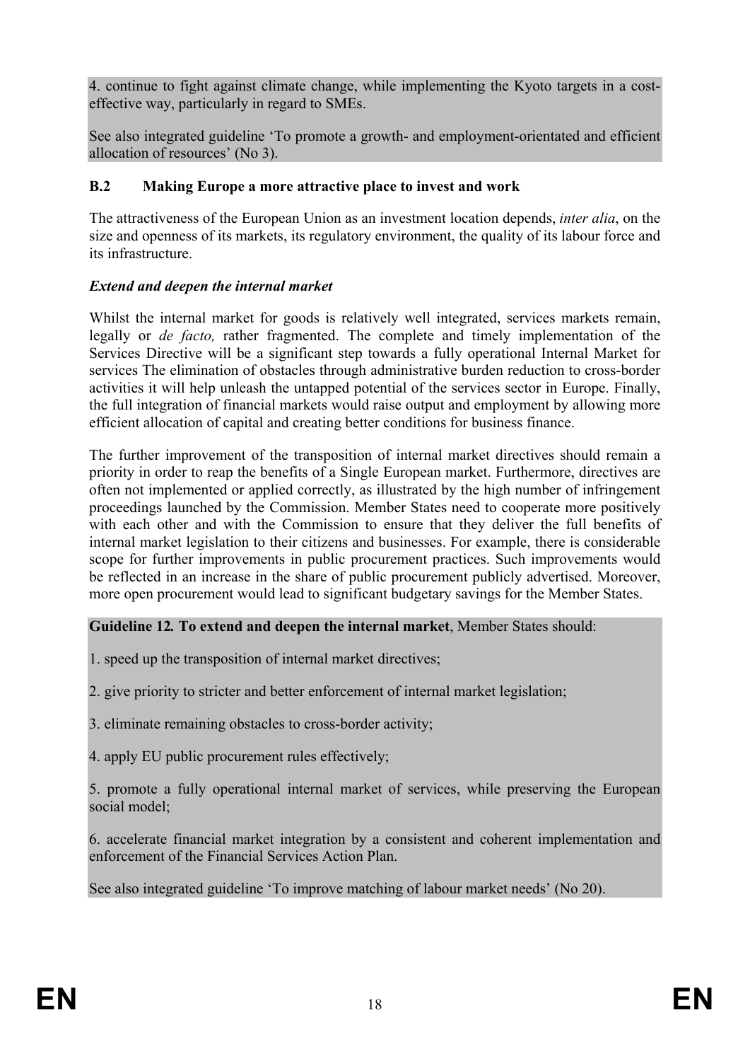4. continue to fight against climate change, while implementing the Kyoto targets in a cost-effective way, particularly in regard to SMEs.

See also integrated guideline 'To promote a growth- and employment-orientated and efficient allocation of resources' (No 3).

### B.2 Making Europe a more attractive place to invest and work

The attractiveness of the European Union as an investment location depends, *inter alia*, on the size and openness of its markets, its regulatory environment, the quality of its labour force and its infrastructure.

#### *Extend and deepen the internal market*

Whilst the internal market for goods is relatively well integrated, services markets remain, legally or *de facto,* rather fragmented. The complete and timely implementation of the Services Directive will be a significant step towards a fully operational Internal Market for services The elimination of obstacles through administrative burden reduction to cross-border activities it will help unleash the untapped potential of the services sector in Europe. Finally, the full integration of financial markets would raise output and employment by allowing more efficient allocation of capital and creating better conditions for business finance.

The further improvement of the transposition of internal market directives should remain a priority in order to reap the benefits of a Single European market. Furthermore, directives are often not implemented or applied correctly, as illustrated by the high number of infringement proceedings launched by the Commission. Member States need to cooperate more positively with each other and with the Commission to ensure that they deliver the full benefits of internal market legislation to their citizens and businesses. For example, there is considerable scope for further improvements in public procurement practices. Such improvements would be reflected in an increase in the share of public procurement publicly advertised. Moreover, more open procurement would lead to significant budgetary savings for the Member States.

**Guideline 12. To extend and deepen the internal market**, Member States should:

1. speed up the transposition of internal market directives;

2. give priority to stricter and better enforcement of internal market legislation;

3. eliminate remaining obstacles to cross-border activity;

4. apply EU public procurement rules effectively;

5. promote a fully operational internal market of services, while preserving the European social model;

6. accelerate financial market integration by a consistent and coherent implementation and enforcement of the Financial Services Action Plan.

See also integrated guideline 'To improve matching of labour market needs' (No 20).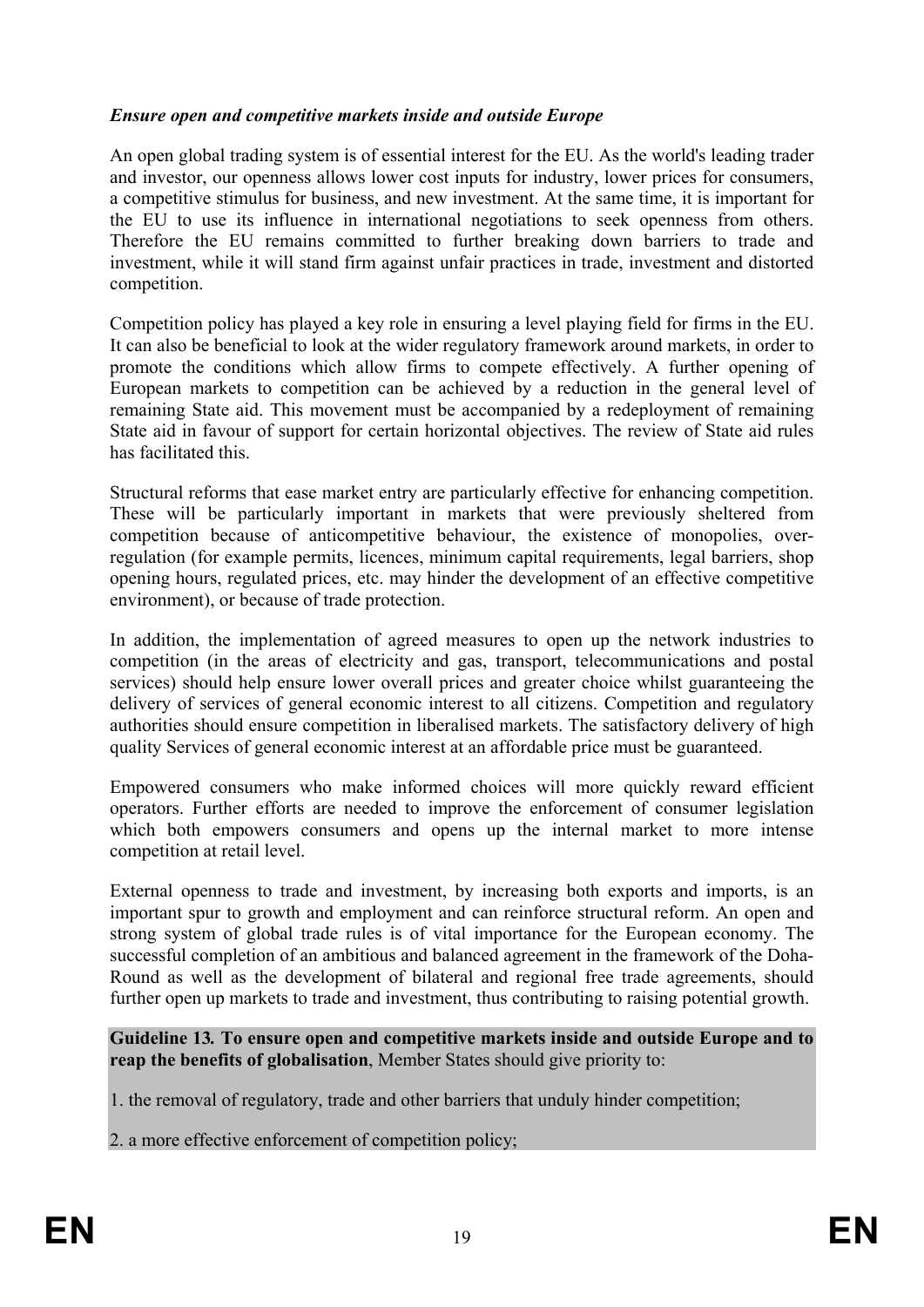***Ensure open and competitive markets inside and outside Europe***

An open global trading system is of essential interest for the EU. As the world's leading trader and investor, our openness allows lower cost inputs for industry, lower prices for consumers, a competitive stimulus for business, and new investment. At the same time, it is important for the EU to use its influence in international negotiations to seek openness from others. Therefore the EU remains committed to further breaking down barriers to trade and investment, while it will stand firm against unfair practices in trade, investment and distorted competition.

Competition policy has played a key role in ensuring a level playing field for firms in the EU. It can also be beneficial to look at the wider regulatory framework around markets, in order to promote the conditions which allow firms to compete effectively. A further opening of European markets to competition can be achieved by a reduction in the general level of remaining State aid. This movement must be accompanied by a redeployment of remaining State aid in favour of support for certain horizontal objectives. The review of State aid rules has facilitated this.

Structural reforms that ease market entry are particularly effective for enhancing competition. These will be particularly important in markets that were previously sheltered from competition because of anticompetitive behaviour, the existence of monopolies, over-regulation (for example permits, licences, minimum capital requirements, legal barriers, shop opening hours, regulated prices, etc. may hinder the development of an effective competitive environment), or because of trade protection.

In addition, the implementation of agreed measures to open up the network industries to competition (in the areas of electricity and gas, transport, telecommunications and postal services) should help ensure lower overall prices and greater choice whilst guaranteeing the delivery of services of general economic interest to all citizens. Competition and regulatory authorities should ensure competition in liberalised markets. The satisfactory delivery of high quality Services of general economic interest at an affordable price must be guaranteed.

Empowered consumers who make informed choices will more quickly reward efficient operators. Further efforts are needed to improve the enforcement of consumer legislation which both empowers consumers and opens up the internal market to more intense competition at retail level.

External openness to trade and investment, by increasing both exports and imports, is an important spur to growth and employment and can reinforce structural reform. An open and strong system of global trade rules is of vital importance for the European economy. The successful completion of an ambitious and balanced agreement in the framework of the Doha-Round as well as the development of bilateral and regional free trade agreements, should further open up markets to trade and investment, thus contributing to raising potential growth.

**Guideline 13. To ensure open and competitive markets inside and outside Europe and to reap the benefits of globalisation**, Member States should give priority to:

1. the removal of regulatory, trade and other barriers that unduly hinder competition;

2. a more effective enforcement of competition policy;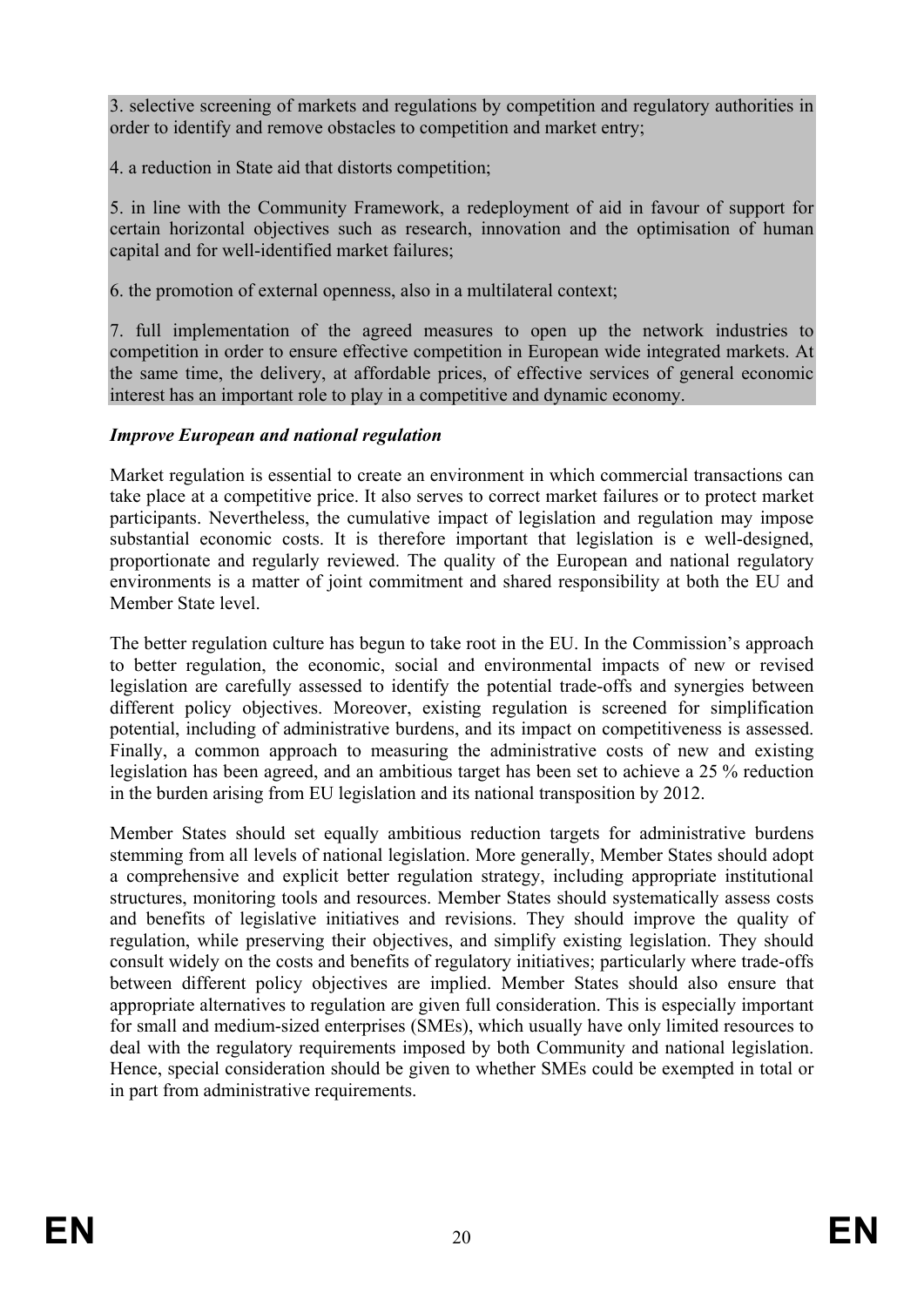3. selective screening of markets and regulations by competition and regulatory authorities in order to identify and remove obstacles to competition and market entry;

4. a reduction in State aid that distorts competition;

5. in line with the Community Framework, a redeployment of aid in favour of support for certain horizontal objectives such as research, innovation and the optimisation of human capital and for well-identified market failures;

6. the promotion of external openness, also in a multilateral context;

7. full implementation of the agreed measures to open up the network industries to competition in order to ensure effective competition in European wide integrated markets. At the same time, the delivery, at affordable prices, of effective services of general economic interest has an important role to play in a competitive and dynamic economy.

***Improve European and national regulation***

Market regulation is essential to create an environment in which commercial transactions can take place at a competitive price. It also serves to correct market failures or to protect market participants. Nevertheless, the cumulative impact of legislation and regulation may impose substantial economic costs. It is therefore important that legislation is e well-designed, proportionate and regularly reviewed. The quality of the European and national regulatory environments is a matter of joint commitment and shared responsibility at both the EU and Member State level.

The better regulation culture has begun to take root in the EU. In the Commission's approach to better regulation, the economic, social and environmental impacts of new or revised legislation are carefully assessed to identify the potential trade-offs and synergies between different policy objectives. Moreover, existing regulation is screened for simplification potential, including of administrative burdens, and its impact on competitiveness is assessed. Finally, a common approach to measuring the administrative costs of new and existing legislation has been agreed, and an ambitious target has been set to achieve a 25 % reduction in the burden arising from EU legislation and its national transposition by 2012.

Member States should set equally ambitious reduction targets for administrative burdens stemming from all levels of national legislation. More generally, Member States should adopt a comprehensive and explicit better regulation strategy, including appropriate institutional structures, monitoring tools and resources. Member States should systematically assess costs and benefits of legislative initiatives and revisions. They should improve the quality of regulation, while preserving their objectives, and simplify existing legislation. They should consult widely on the costs and benefits of regulatory initiatives; particularly where trade-offs between different policy objectives are implied. Member States should also ensure that appropriate alternatives to regulation are given full consideration. This is especially important for small and medium-sized enterprises (SMEs), which usually have only limited resources to deal with the regulatory requirements imposed by both Community and national legislation. Hence, special consideration should be given to whether SMEs could be exempted in total or in part from administrative requirements.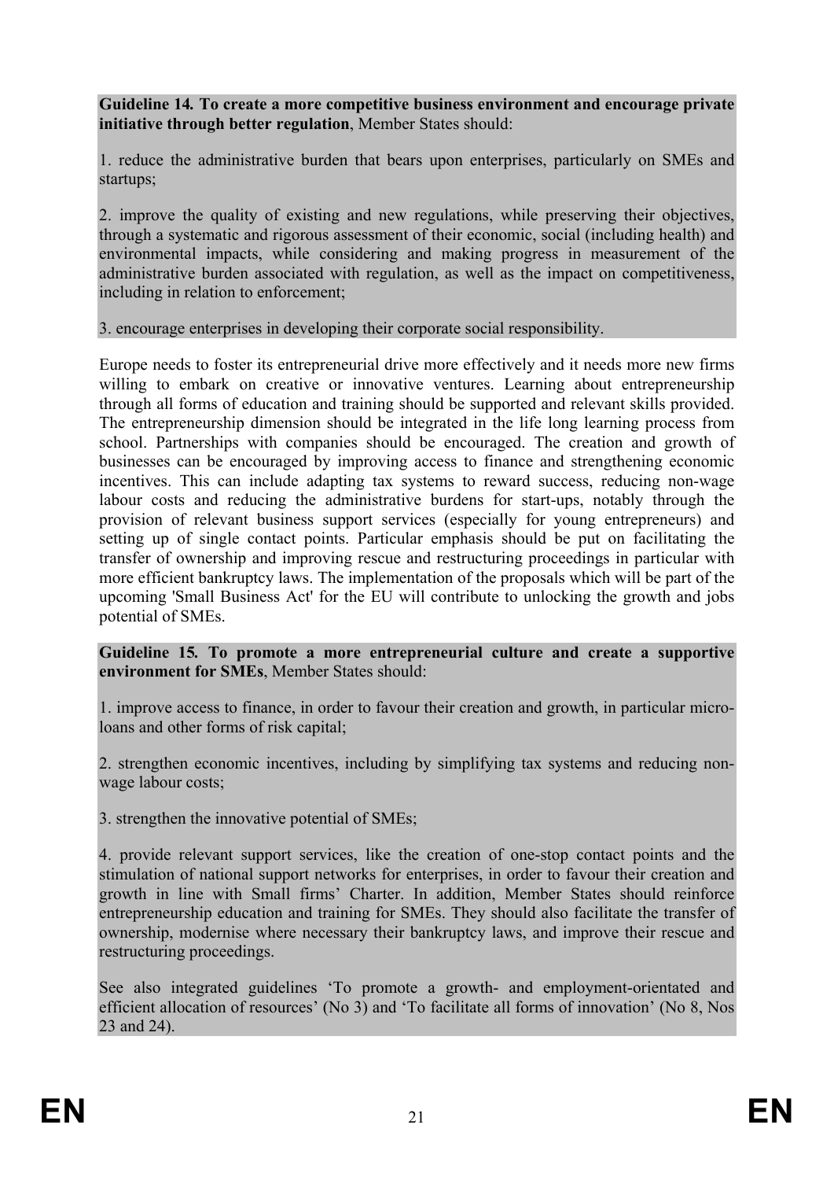**Guideline 14. To create a more competitive business environment and encourage private initiative through better regulation**, Member States should:

1. reduce the administrative burden that bears upon enterprises, particularly on SMEs and startups;

2. improve the quality of existing and new regulations, while preserving their objectives, through a systematic and rigorous assessment of their economic, social (including health) and environmental impacts, while considering and making progress in measurement of the administrative burden associated with regulation, as well as the impact on competitiveness, including in relation to enforcement;

3. encourage enterprises in developing their corporate social responsibility.

Europe needs to foster its entrepreneurial drive more effectively and it needs more new firms willing to embark on creative or innovative ventures. Learning about entrepreneurship through all forms of education and training should be supported and relevant skills provided. The entrepreneurship dimension should be integrated in the life long learning process from school. Partnerships with companies should be encouraged. The creation and growth of businesses can be encouraged by improving access to finance and strengthening economic incentives. This can include adapting tax systems to reward success, reducing non-wage labour costs and reducing the administrative burdens for start-ups, notably through the provision of relevant business support services (especially for young entrepreneurs) and setting up of single contact points. Particular emphasis should be put on facilitating the transfer of ownership and improving rescue and restructuring proceedings in particular with more efficient bankruptcy laws. The implementation of the proposals which will be part of the upcoming 'Small Business Act' for the EU will contribute to unlocking the growth and jobs potential of SMEs.

**Guideline 15. To promote a more entrepreneurial culture and create a supportive environment for SMEs**, Member States should:

1. improve access to finance, in order to favour their creation and growth, in particular micro-loans and other forms of risk capital;

2. strengthen economic incentives, including by simplifying tax systems and reducing non-wage labour costs;

3. strengthen the innovative potential of SMEs;

4. provide relevant support services, like the creation of one-stop contact points and the stimulation of national support networks for enterprises, in order to favour their creation and growth in line with Small firms' Charter. In addition, Member States should reinforce entrepreneurship education and training for SMEs. They should also facilitate the transfer of ownership, modernise where necessary their bankruptcy laws, and improve their rescue and restructuring proceedings.

See also integrated guidelines 'To promote a growth- and employment-orientated and efficient allocation of resources' (No 3) and 'To facilitate all forms of innovation' (No 8, Nos 23 and 24).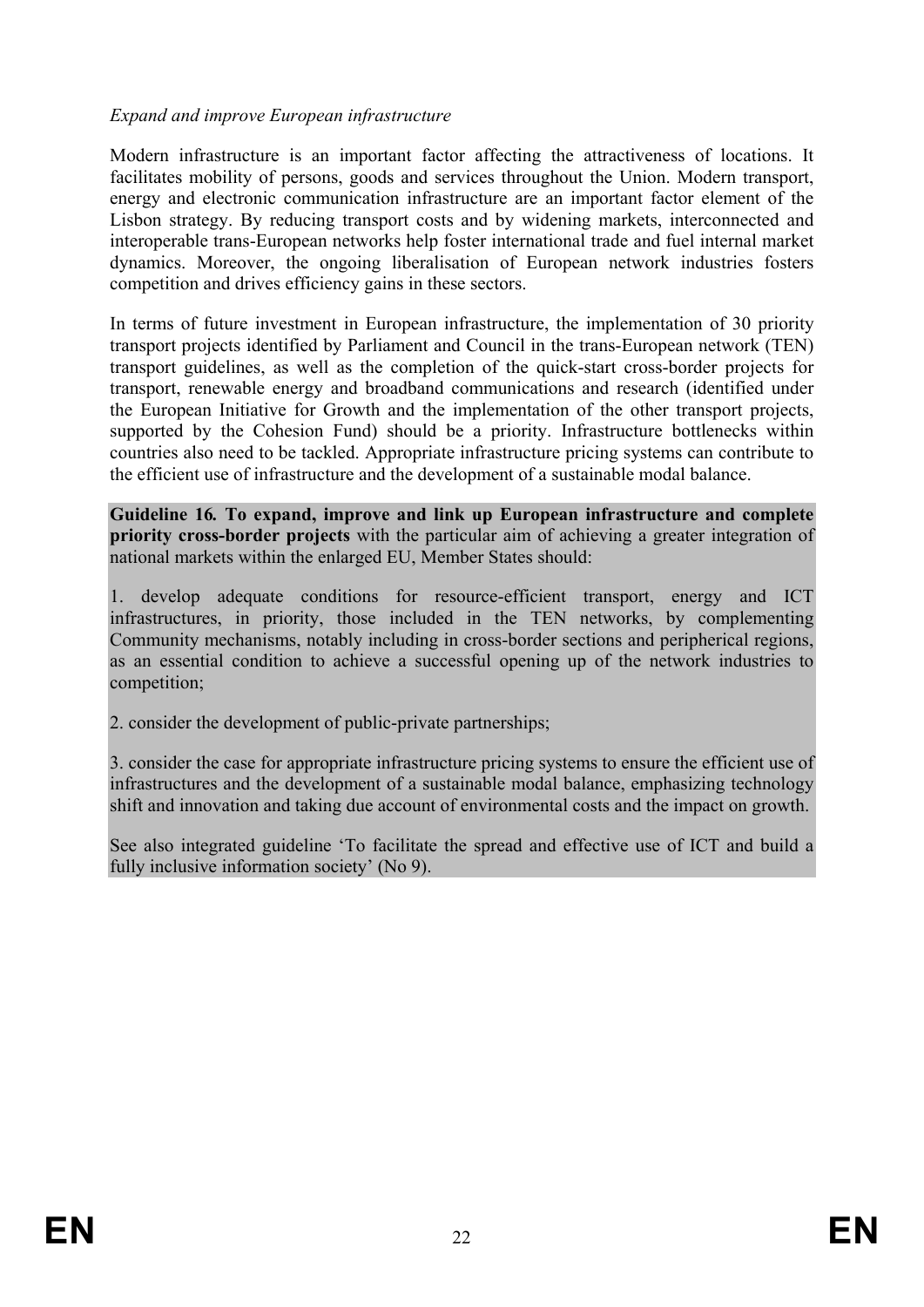*Expand and improve European infrastructure*

Modern infrastructure is an important factor affecting the attractiveness of locations. It facilitates mobility of persons, goods and services throughout the Union. Modern transport, energy and electronic communication infrastructure are an important factor element of the Lisbon strategy. By reducing transport costs and by widening markets, interconnected and interoperable trans-European networks help foster international trade and fuel internal market dynamics. Moreover, the ongoing liberalisation of European network industries fosters competition and drives efficiency gains in these sectors.

In terms of future investment in European infrastructure, the implementation of 30 priority transport projects identified by Parliament and Council in the trans-European network (TEN) transport guidelines, as well as the completion of the quick-start cross-border projects for transport, renewable energy and broadband communications and research (identified under the European Initiative for Growth and the implementation of the other transport projects, supported by the Cohesion Fund) should be a priority. Infrastructure bottlenecks within countries also need to be tackled. Appropriate infrastructure pricing systems can contribute to the efficient use of infrastructure and the development of a sustainable modal balance.

**Guideline 16. To expand, improve and link up European infrastructure and complete priority cross-border projects** with the particular aim of achieving a greater integration of national markets within the enlarged EU, Member States should:

1. develop adequate conditions for resource-efficient transport, energy and ICT infrastructures, in priority, those included in the TEN networks, by complementing Community mechanisms, notably including in cross-border sections and peripherical regions, as an essential condition to achieve a successful opening up of the network industries to competition;

2. consider the development of public-private partnerships;

3. consider the case for appropriate infrastructure pricing systems to ensure the efficient use of infrastructures and the development of a sustainable modal balance, emphasizing technology shift and innovation and taking due account of environmental costs and the impact on growth.

See also integrated guideline 'To facilitate the spread and effective use of ICT and build a fully inclusive information society' (No 9).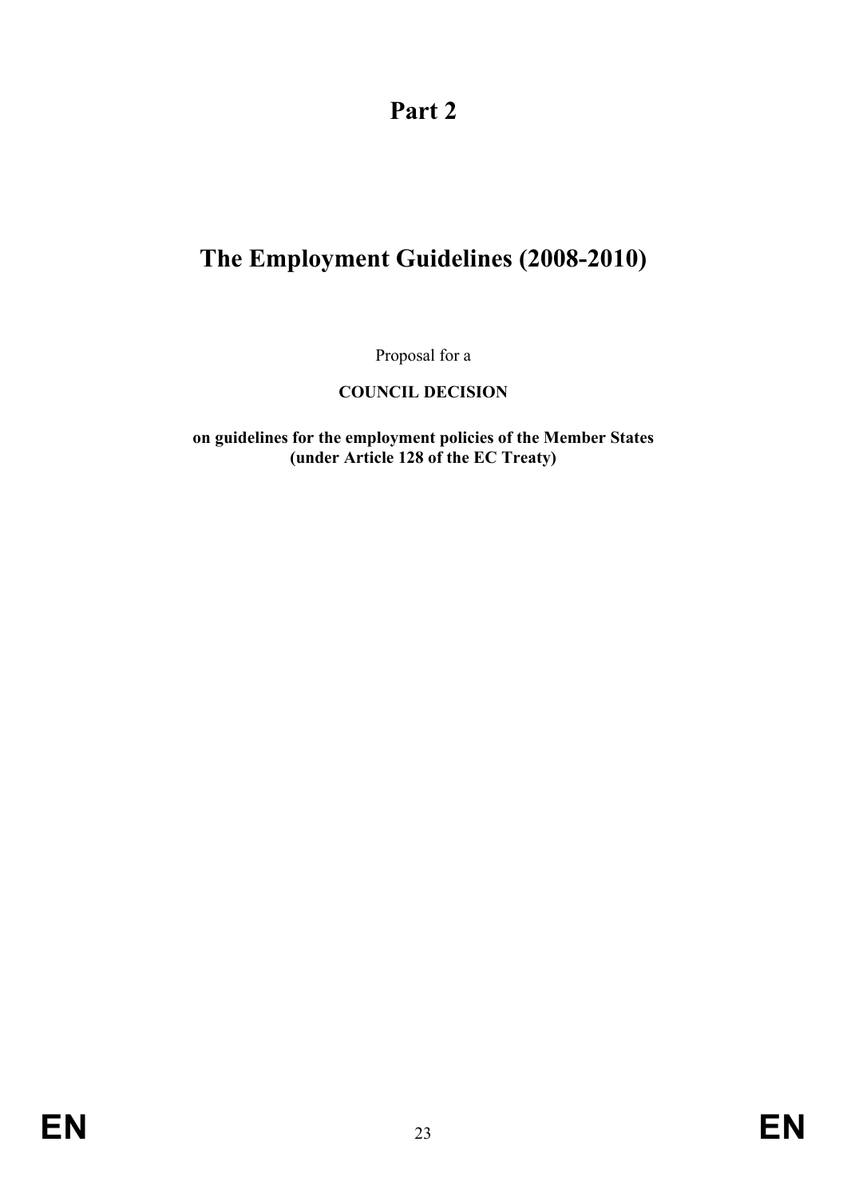# Part 2

# The Employment Guidelines (2008-2010)

Proposal for a

**COUNCIL DECISION**

**on guidelines for the employment policies of the Member States (under Article 128 of the EC Treaty)**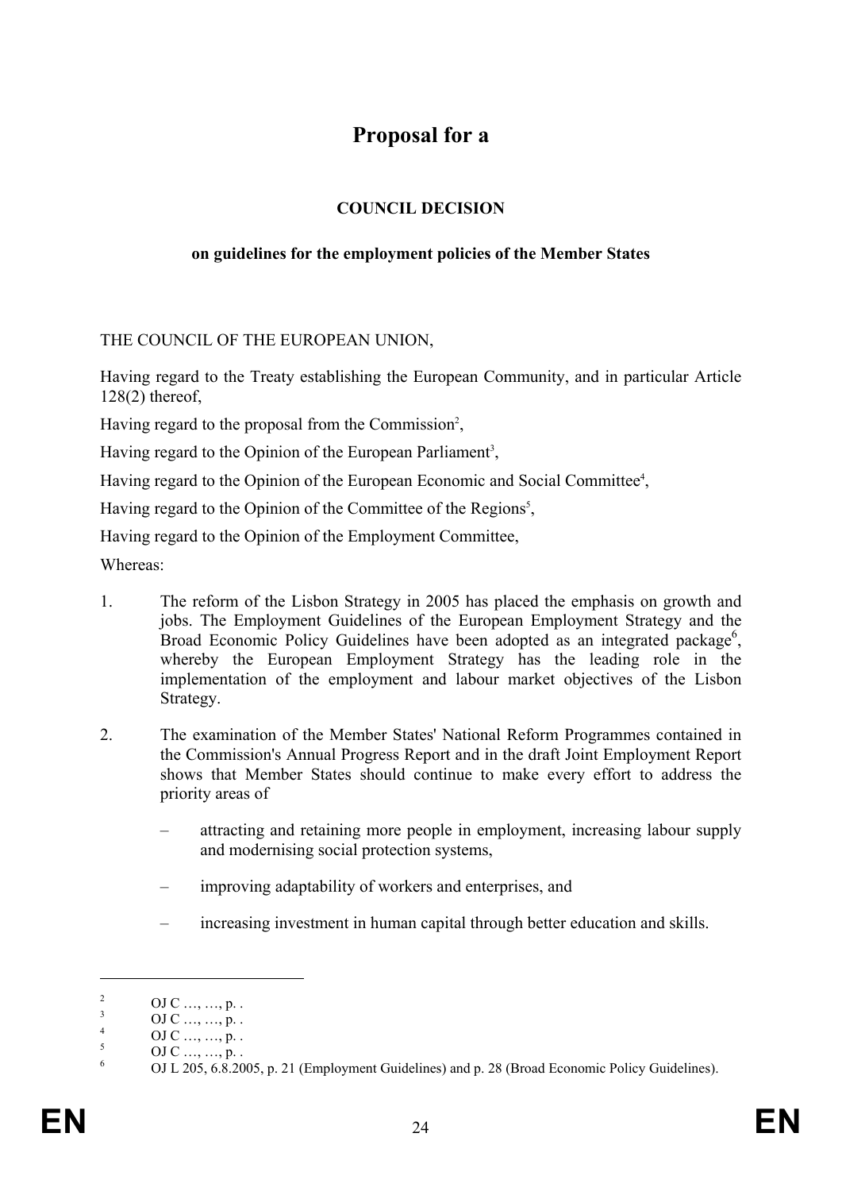# Proposal for a

## COUNCIL DECISION

### on guidelines for the employment policies of the Member States

THE COUNCIL OF THE EUROPEAN UNION,

Having regard to the Treaty establishing the European Community, and in particular Article 128(2) thereof,

Having regard to the proposal from the Commission[2],

Having regard to the Opinion of the European Parliament[3],

Having regard to the Opinion of the European Economic and Social Committee[4],

Having regard to the Opinion of the Committee of the Regions[5],

Having regard to the Opinion of the Employment Committee,

Whereas:

1. The reform of the Lisbon Strategy in 2005 has placed the emphasis on growth and jobs. The Employment Guidelines of the European Employment Strategy and the Broad Economic Policy Guidelines have been adopted as an integrated package[6], whereby the European Employment Strategy has the leading role in the implementation of the employment and labour market objectives of the Lisbon Strategy.

2. The examination of the Member States' National Reform Programmes contained in the Commission's Annual Progress Report and in the draft Joint Employment Report shows that Member States should continue to make every effort to address the priority areas of

   – attracting and retaining more people in employment, increasing labour supply and modernising social protection systems,

   – improving adaptability of workers and enterprises, and

   – increasing investment in human capital through better education and skills.

---

[2] OJ C …, …, p. .

[3] OJ C …, …, p. .

[4] OJ C …, …, p. .

[5] OJ C …, …, p. .

[6] OJ L 205, 6.8.2005, p. 21 (Employment Guidelines) and p. 28 (Broad Economic Policy Guidelines).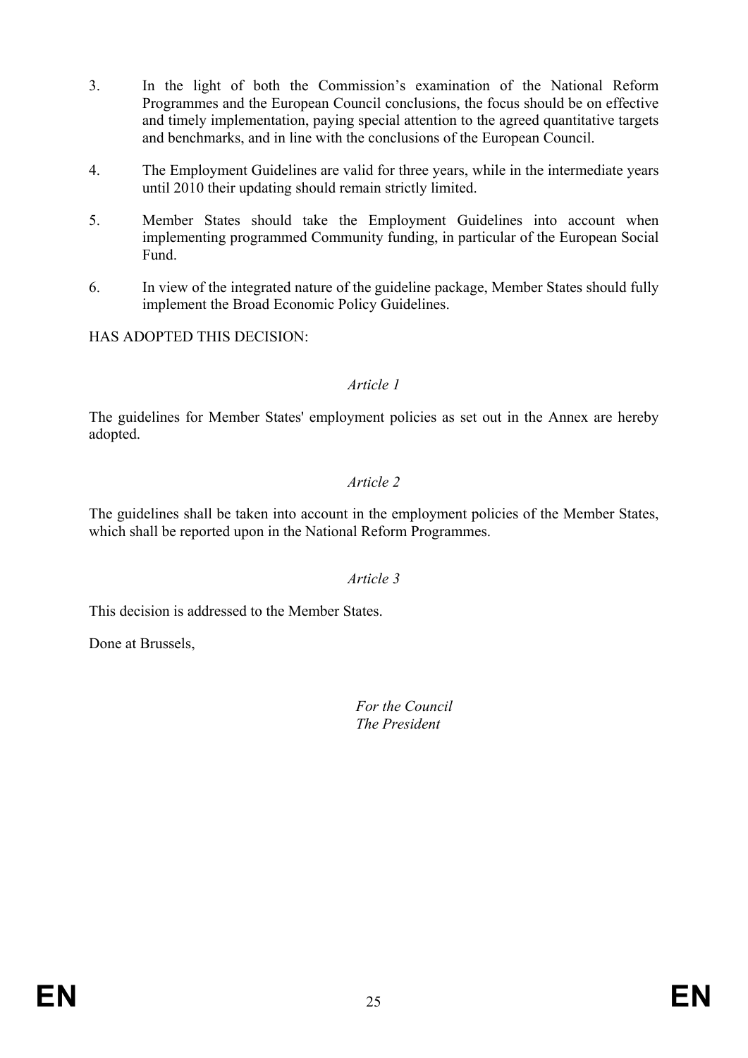3. In the light of both the Commission's examination of the National Reform Programmes and the European Council conclusions, the focus should be on effective and timely implementation, paying special attention to the agreed quantitative targets and benchmarks, and in line with the conclusions of the European Council.

4. The Employment Guidelines are valid for three years, while in the intermediate years until 2010 their updating should remain strictly limited.

5. Member States should take the Employment Guidelines into account when implementing programmed Community funding, in particular of the European Social Fund.

6. In view of the integrated nature of the guideline package, Member States should fully implement the Broad Economic Policy Guidelines.

HAS ADOPTED THIS DECISION:

*Article 1*

The guidelines for Member States' employment policies as set out in the Annex are hereby adopted.

*Article 2*

The guidelines shall be taken into account in the employment policies of the Member States, which shall be reported upon in the National Reform Programmes.

*Article 3*

This decision is addressed to the Member States.

Done at Brussels,

*For the Council*
*The President*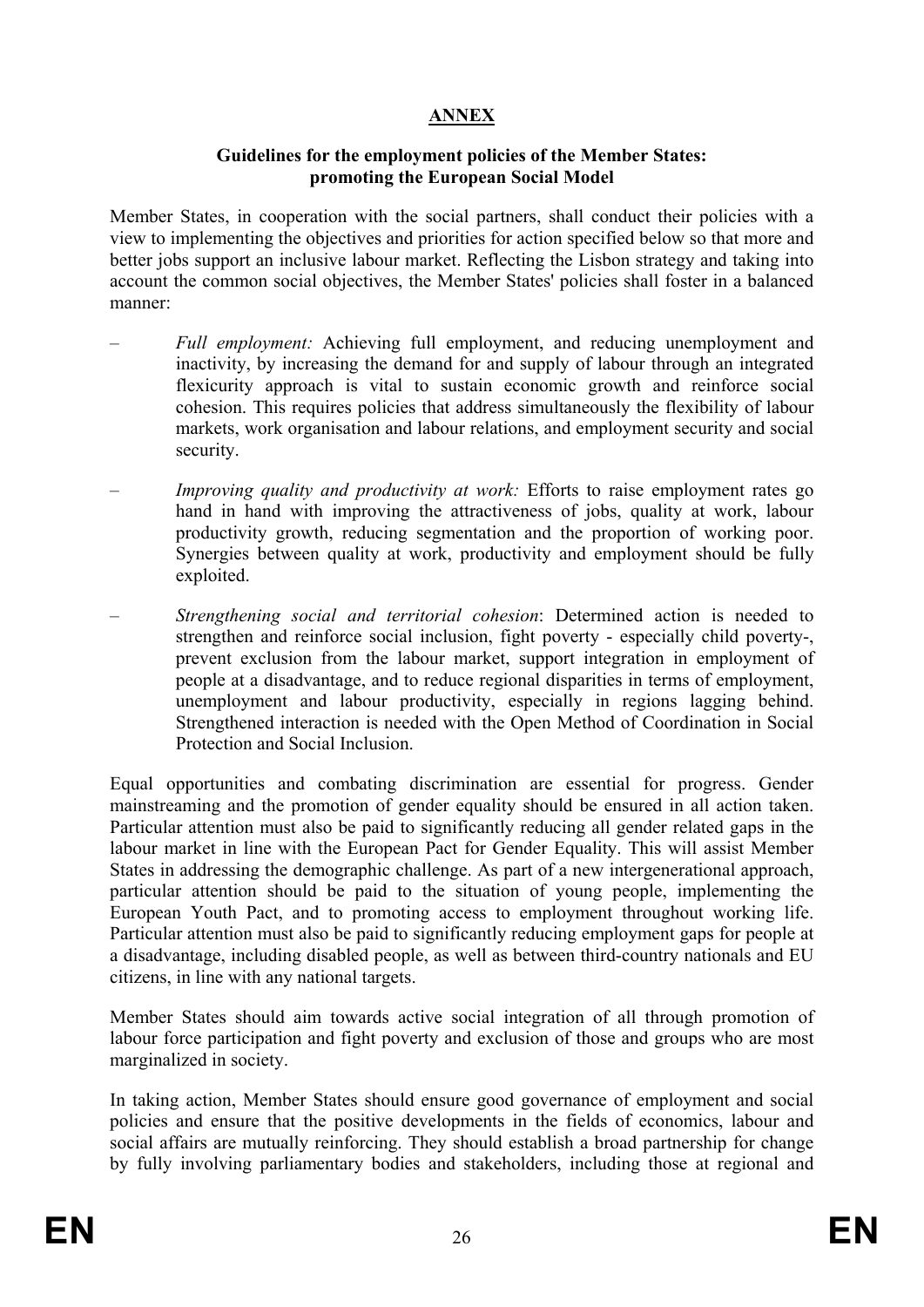# ANNEX

## Guidelines for the employment policies of the Member States: promoting the European Social Model

Member States, in cooperation with the social partners, shall conduct their policies with a view to implementing the objectives and priorities for action specified below so that more and better jobs support an inclusive labour market. Reflecting the Lisbon strategy and taking into account the common social objectives, the Member States' policies shall foster in a balanced manner:

– *Full employment:* Achieving full employment, and reducing unemployment and inactivity, by increasing the demand for and supply of labour through an integrated flexicurity approach is vital to sustain economic growth and reinforce social cohesion. This requires policies that address simultaneously the flexibility of labour markets, work organisation and labour relations, and employment security and social security.

– *Improving quality and productivity at work:* Efforts to raise employment rates go hand in hand with improving the attractiveness of jobs, quality at work, labour productivity growth, reducing segmentation and the proportion of working poor. Synergies between quality at work, productivity and employment should be fully exploited.

– *Strengthening social and territorial cohesion*: Determined action is needed to strengthen and reinforce social inclusion, fight poverty - especially child poverty-, prevent exclusion from the labour market, support integration in employment of people at a disadvantage, and to reduce regional disparities in terms of employment, unemployment and labour productivity, especially in regions lagging behind. Strengthened interaction is needed with the Open Method of Coordination in Social Protection and Social Inclusion.

Equal opportunities and combating discrimination are essential for progress. Gender mainstreaming and the promotion of gender equality should be ensured in all action taken. Particular attention must also be paid to significantly reducing all gender related gaps in the labour market in line with the European Pact for Gender Equality. This will assist Member States in addressing the demographic challenge. As part of a new intergenerational approach, particular attention should be paid to the situation of young people, implementing the European Youth Pact, and to promoting access to employment throughout working life. Particular attention must also be paid to significantly reducing employment gaps for people at a disadvantage, including disabled people, as well as between third-country nationals and EU citizens, in line with any national targets.

Member States should aim towards active social integration of all through promotion of labour force participation and fight poverty and exclusion of those and groups who are most marginalized in society.

In taking action, Member States should ensure good governance of employment and social policies and ensure that the positive developments in the fields of economics, labour and social affairs are mutually reinforcing. They should establish a broad partnership for change by fully involving parliamentary bodies and stakeholders, including those at regional and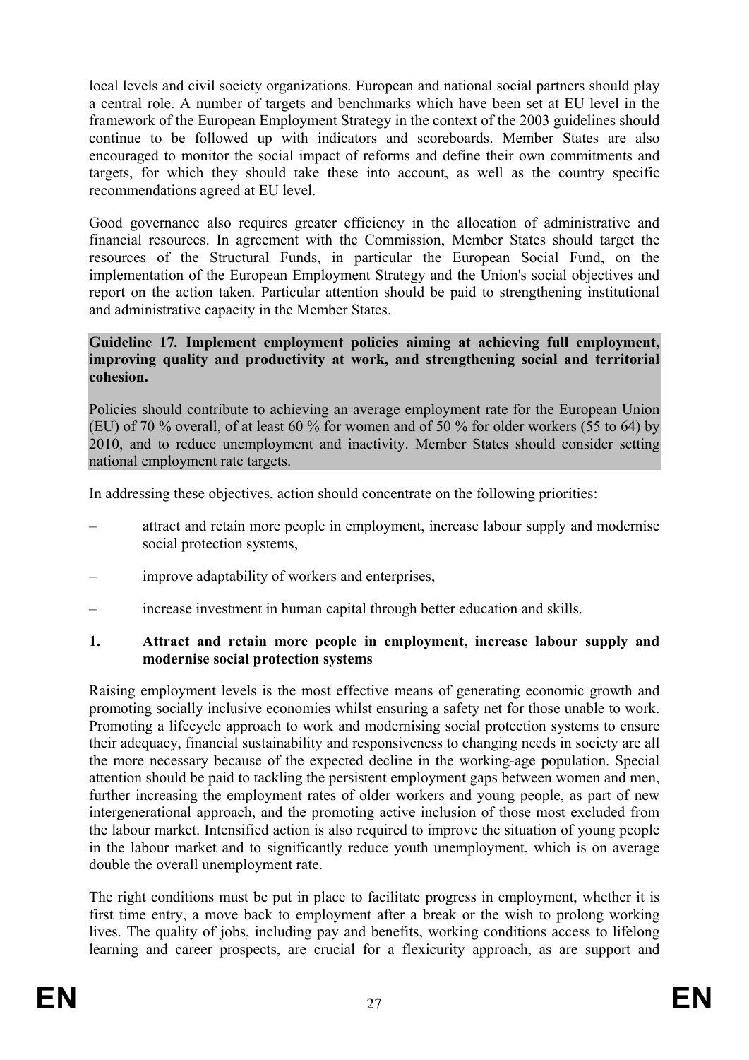local levels and civil society organizations. European and national social partners should play a central role. A number of targets and benchmarks which have been set at EU level in the framework of the European Employment Strategy in the context of the 2003 guidelines should continue to be followed up with indicators and scoreboards. Member States are also encouraged to monitor the social impact of reforms and define their own commitments and targets, for which they should take these into account, as well as the country specific recommendations agreed at EU level.

Good governance also requires greater efficiency in the allocation of administrative and financial resources. In agreement with the Commission, Member States should target the resources of the Structural Funds, in particular the European Social Fund, on the implementation of the European Employment Strategy and the Union's social objectives and report on the action taken. Particular attention should be paid to strengthening institutional and administrative capacity in the Member States.

**Guideline 17. Implement employment policies aiming at achieving full employment, improving quality and productivity at work, and strengthening social and territorial cohesion.**

Policies should contribute to achieving an average employment rate for the European Union (EU) of 70 % overall, of at least 60 % for women and of 50 % for older workers (55 to 64) by 2010, and to reduce unemployment and inactivity. Member States should consider setting national employment rate targets.

In addressing these objectives, action should concentrate on the following priorities:

– attract and retain more people in employment, increase labour supply and modernise social protection systems,

– improve adaptability of workers and enterprises,

– increase investment in human capital through better education and skills.

### 1. Attract and retain more people in employment, increase labour supply and modernise social protection systems

Raising employment levels is the most effective means of generating economic growth and promoting socially inclusive economies whilst ensuring a safety net for those unable to work. Promoting a lifecycle approach to work and modernising social protection systems to ensure their adequacy, financial sustainability and responsiveness to changing needs in society are all the more necessary because of the expected decline in the working-age population. Special attention should be paid to tackling the persistent employment gaps between women and men, further increasing the employment rates of older workers and young people, as part of new intergenerational approach, and the promoting active inclusion of those most excluded from the labour market. Intensified action is also required to improve the situation of young people in the labour market and to significantly reduce youth unemployment, which is on average double the overall unemployment rate.

The right conditions must be put in place to facilitate progress in employment, whether it is first time entry, a move back to employment after a break or the wish to prolong working lives. The quality of jobs, including pay and benefits, working conditions access to lifelong learning and career prospects, are crucial for a flexicurity approach, as are support and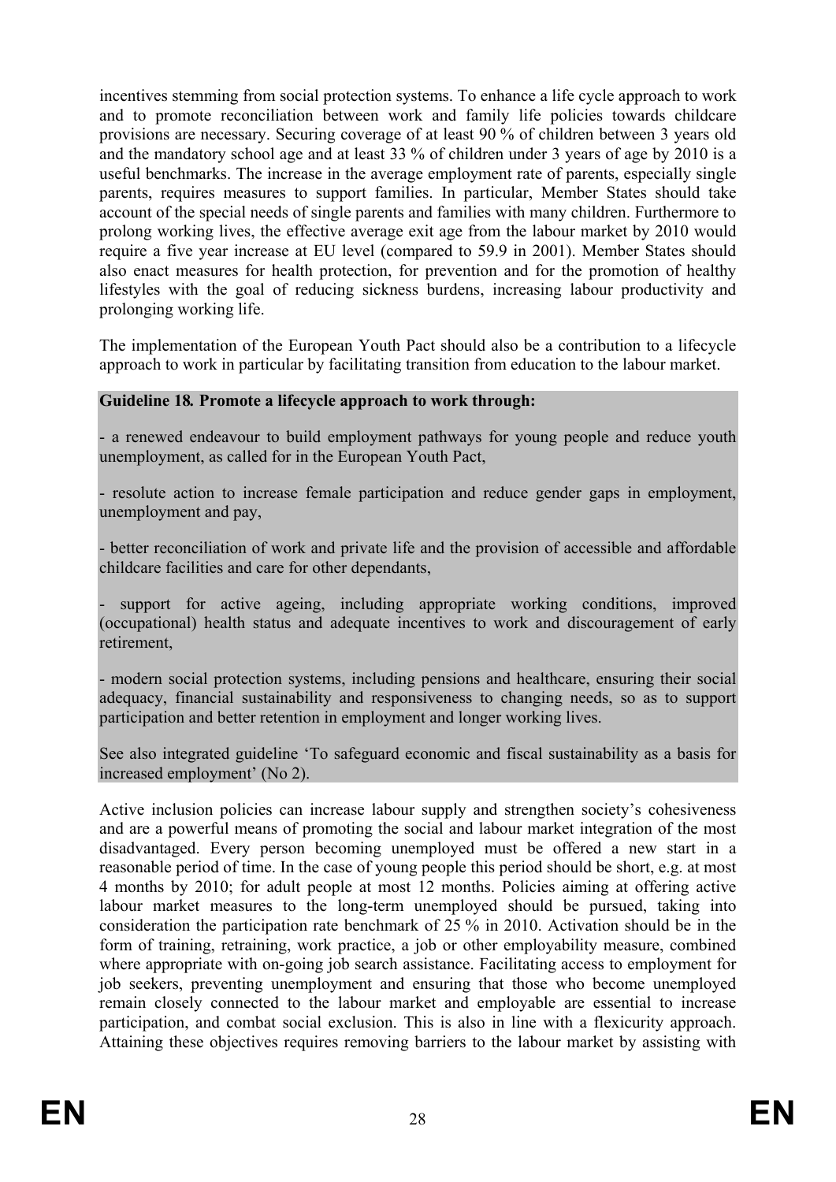incentives stemming from social protection systems. To enhance a life cycle approach to work and to promote reconciliation between work and family life policies towards childcare provisions are necessary. Securing coverage of at least 90 % of children between 3 years old and the mandatory school age and at least 33 % of children under 3 years of age by 2010 is a useful benchmarks. The increase in the average employment rate of parents, especially single parents, requires measures to support families. In particular, Member States should take account of the special needs of single parents and families with many children. Furthermore to prolong working lives, the effective average exit age from the labour market by 2010 would require a five year increase at EU level (compared to 59.9 in 2001). Member States should also enact measures for health protection, for prevention and for the promotion of healthy lifestyles with the goal of reducing sickness burdens, increasing labour productivity and prolonging working life.

The implementation of the European Youth Pact should also be a contribution to a lifecycle approach to work in particular by facilitating transition from education to the labour market.

**Guideline 18*.* Promote a lifecycle approach to work through:**

- a renewed endeavour to build employment pathways for young people and reduce youth unemployment, as called for in the European Youth Pact,

- resolute action to increase female participation and reduce gender gaps in employment, unemployment and pay,

- better reconciliation of work and private life and the provision of accessible and affordable childcare facilities and care for other dependants,

- support for active ageing, including appropriate working conditions, improved (occupational) health status and adequate incentives to work and discouragement of early retirement,

- modern social protection systems, including pensions and healthcare, ensuring their social adequacy, financial sustainability and responsiveness to changing needs, so as to support participation and better retention in employment and longer working lives.

See also integrated guideline 'To safeguard economic and fiscal sustainability as a basis for increased employment' (No 2).

Active inclusion policies can increase labour supply and strengthen society's cohesiveness and are a powerful means of promoting the social and labour market integration of the most disadvantaged. Every person becoming unemployed must be offered a new start in a reasonable period of time. In the case of young people this period should be short, e.g. at most 4 months by 2010; for adult people at most 12 months. Policies aiming at offering active labour market measures to the long-term unemployed should be pursued, taking into consideration the participation rate benchmark of 25 % in 2010. Activation should be in the form of training, retraining, work practice, a job or other employability measure, combined where appropriate with on-going job search assistance. Facilitating access to employment for job seekers, preventing unemployment and ensuring that those who become unemployed remain closely connected to the labour market and employable are essential to increase participation, and combat social exclusion. This is also in line with a flexicurity approach. Attaining these objectives requires removing barriers to the labour market by assisting with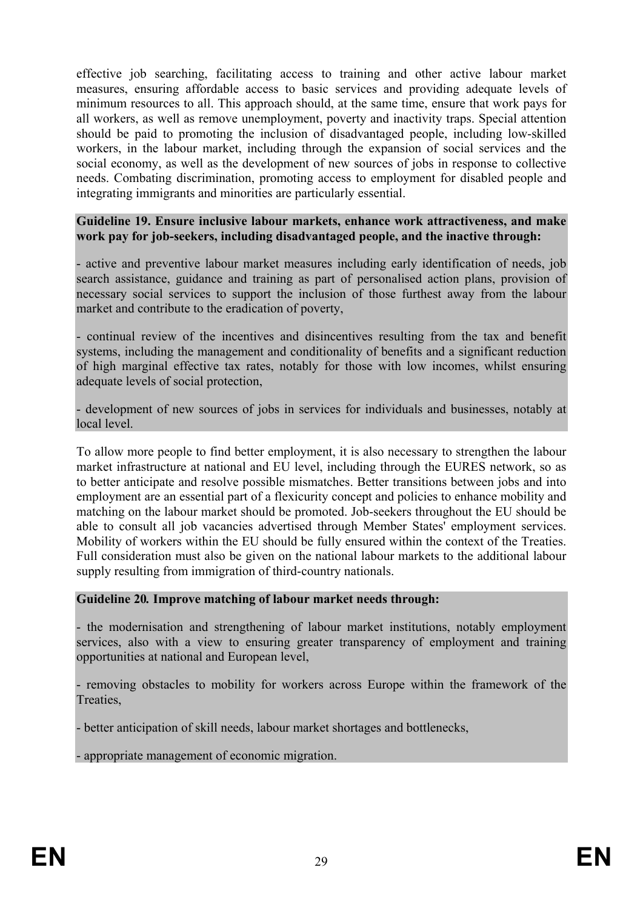effective job searching, facilitating access to training and other active labour market measures, ensuring affordable access to basic services and providing adequate levels of minimum resources to all. This approach should, at the same time, ensure that work pays for all workers, as well as remove unemployment, poverty and inactivity traps. Special attention should be paid to promoting the inclusion of disadvantaged people, including low-skilled workers, in the labour market, including through the expansion of social services and the social economy, as well as the development of new sources of jobs in response to collective needs. Combating discrimination, promoting access to employment for disabled people and integrating immigrants and minorities are particularly essential.

**Guideline 19. Ensure inclusive labour markets, enhance work attractiveness, and make work pay for job-seekers, including disadvantaged people, and the inactive through:**

- active and preventive labour market measures including early identification of needs, job search assistance, guidance and training as part of personalised action plans, provision of necessary social services to support the inclusion of those furthest away from the labour market and contribute to the eradication of poverty,

- continual review of the incentives and disincentives resulting from the tax and benefit systems, including the management and conditionality of benefits and a significant reduction of high marginal effective tax rates, notably for those with low incomes, whilst ensuring adequate levels of social protection,

- development of new sources of jobs in services for individuals and businesses, notably at local level.

To allow more people to find better employment, it is also necessary to strengthen the labour market infrastructure at national and EU level, including through the EURES network, so as to better anticipate and resolve possible mismatches. Better transitions between jobs and into employment are an essential part of a flexicurity concept and policies to enhance mobility and matching on the labour market should be promoted. Job-seekers throughout the EU should be able to consult all job vacancies advertised through Member States' employment services. Mobility of workers within the EU should be fully ensured within the context of the Treaties. Full consideration must also be given on the national labour markets to the additional labour supply resulting from immigration of third-country nationals.

**Guideline 20. Improve matching of labour market needs through:**

- the modernisation and strengthening of labour market institutions, notably employment services, also with a view to ensuring greater transparency of employment and training opportunities at national and European level,

- removing obstacles to mobility for workers across Europe within the framework of the Treaties,

- better anticipation of skill needs, labour market shortages and bottlenecks,

- appropriate management of economic migration.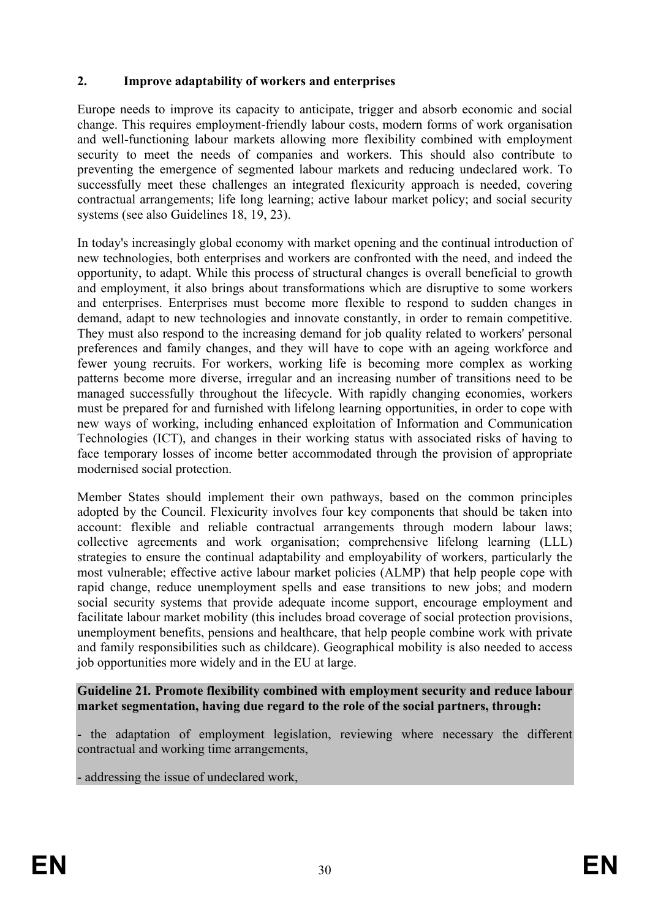## 2. Improve adaptability of workers and enterprises

Europe needs to improve its capacity to anticipate, trigger and absorb economic and social change. This requires employment-friendly labour costs, modern forms of work organisation and well-functioning labour markets allowing more flexibility combined with employment security to meet the needs of companies and workers. This should also contribute to preventing the emergence of segmented labour markets and reducing undeclared work. To successfully meet these challenges an integrated flexicurity approach is needed, covering contractual arrangements; life long learning; active labour market policy; and social security systems (see also Guidelines 18, 19, 23).

In today's increasingly global economy with market opening and the continual introduction of new technologies, both enterprises and workers are confronted with the need, and indeed the opportunity, to adapt. While this process of structural changes is overall beneficial to growth and employment, it also brings about transformations which are disruptive to some workers and enterprises. Enterprises must become more flexible to respond to sudden changes in demand, adapt to new technologies and innovate constantly, in order to remain competitive. They must also respond to the increasing demand for job quality related to workers' personal preferences and family changes, and they will have to cope with an ageing workforce and fewer young recruits. For workers, working life is becoming more complex as working patterns become more diverse, irregular and an increasing number of transitions need to be managed successfully throughout the lifecycle. With rapidly changing economies, workers must be prepared for and furnished with lifelong learning opportunities, in order to cope with new ways of working, including enhanced exploitation of Information and Communication Technologies (ICT), and changes in their working status with associated risks of having to face temporary losses of income better accommodated through the provision of appropriate modernised social protection.

Member States should implement their own pathways, based on the common principles adopted by the Council. Flexicurity involves four key components that should be taken into account: flexible and reliable contractual arrangements through modern labour laws; collective agreements and work organisation; comprehensive lifelong learning (LLL) strategies to ensure the continual adaptability and employability of workers, particularly the most vulnerable; effective active labour market policies (ALMP) that help people cope with rapid change, reduce unemployment spells and ease transitions to new jobs; and modern social security systems that provide adequate income support, encourage employment and facilitate labour market mobility (this includes broad coverage of social protection provisions, unemployment benefits, pensions and healthcare, that help people combine work with private and family responsibilities such as childcare). Geographical mobility is also needed to access job opportunities more widely and in the EU at large.

**Guideline 21. Promote flexibility combined with employment security and reduce labour market segmentation, having due regard to the role of the social partners, through:**

- the adaptation of employment legislation, reviewing where necessary the different contractual and working time arrangements,

- addressing the issue of undeclared work,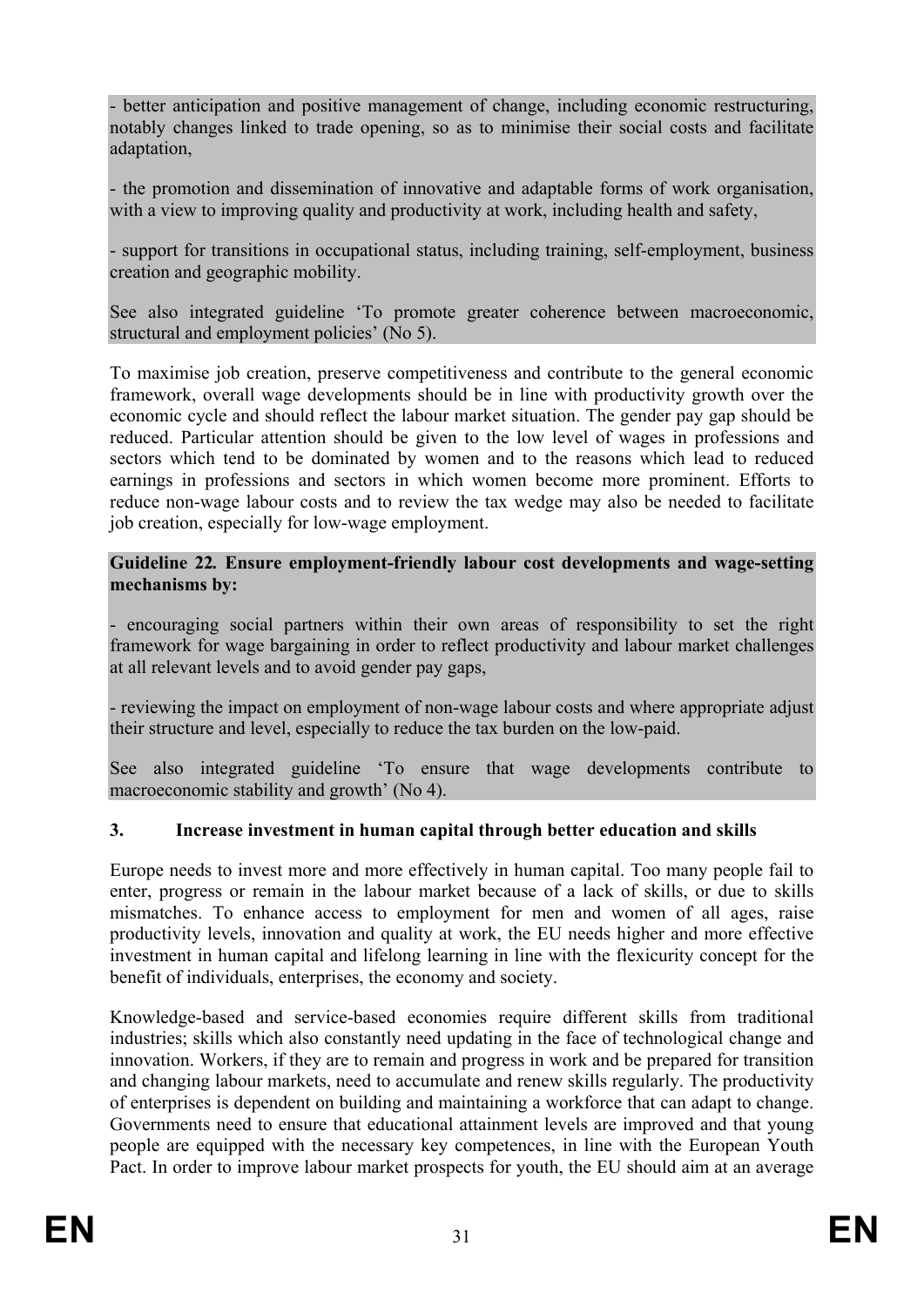- better anticipation and positive management of change, including economic restructuring, notably changes linked to trade opening, so as to minimise their social costs and facilitate adaptation,

- the promotion and dissemination of innovative and adaptable forms of work organisation, with a view to improving quality and productivity at work, including health and safety,

- support for transitions in occupational status, including training, self-employment, business creation and geographic mobility.

See also integrated guideline 'To promote greater coherence between macroeconomic, structural and employment policies' (No 5).

To maximise job creation, preserve competitiveness and contribute to the general economic framework, overall wage developments should be in line with productivity growth over the economic cycle and should reflect the labour market situation. The gender pay gap should be reduced. Particular attention should be given to the low level of wages in professions and sectors which tend to be dominated by women and to the reasons which lead to reduced earnings in professions and sectors in which women become more prominent. Efforts to reduce non-wage labour costs and to review the tax wedge may also be needed to facilitate job creation, especially for low-wage employment.

**Guideline 22. Ensure employment-friendly labour cost developments and wage-setting mechanisms by:**

- encouraging social partners within their own areas of responsibility to set the right framework for wage bargaining in order to reflect productivity and labour market challenges at all relevant levels and to avoid gender pay gaps,

- reviewing the impact on employment of non-wage labour costs and where appropriate adjust their structure and level, especially to reduce the tax burden on the low-paid.

See also integrated guideline 'To ensure that wage developments contribute to macroeconomic stability and growth' (No 4).

### 3. Increase investment in human capital through better education and skills

Europe needs to invest more and more effectively in human capital. Too many people fail to enter, progress or remain in the labour market because of a lack of skills, or due to skills mismatches. To enhance access to employment for men and women of all ages, raise productivity levels, innovation and quality at work, the EU needs higher and more effective investment in human capital and lifelong learning in line with the flexicurity concept for the benefit of individuals, enterprises, the economy and society.

Knowledge-based and service-based economies require different skills from traditional industries; skills which also constantly need updating in the face of technological change and innovation. Workers, if they are to remain and progress in work and be prepared for transition and changing labour markets, need to accumulate and renew skills regularly. The productivity of enterprises is dependent on building and maintaining a workforce that can adapt to change. Governments need to ensure that educational attainment levels are improved and that young people are equipped with the necessary key competences, in line with the European Youth Pact. In order to improve labour market prospects for youth, the EU should aim at an average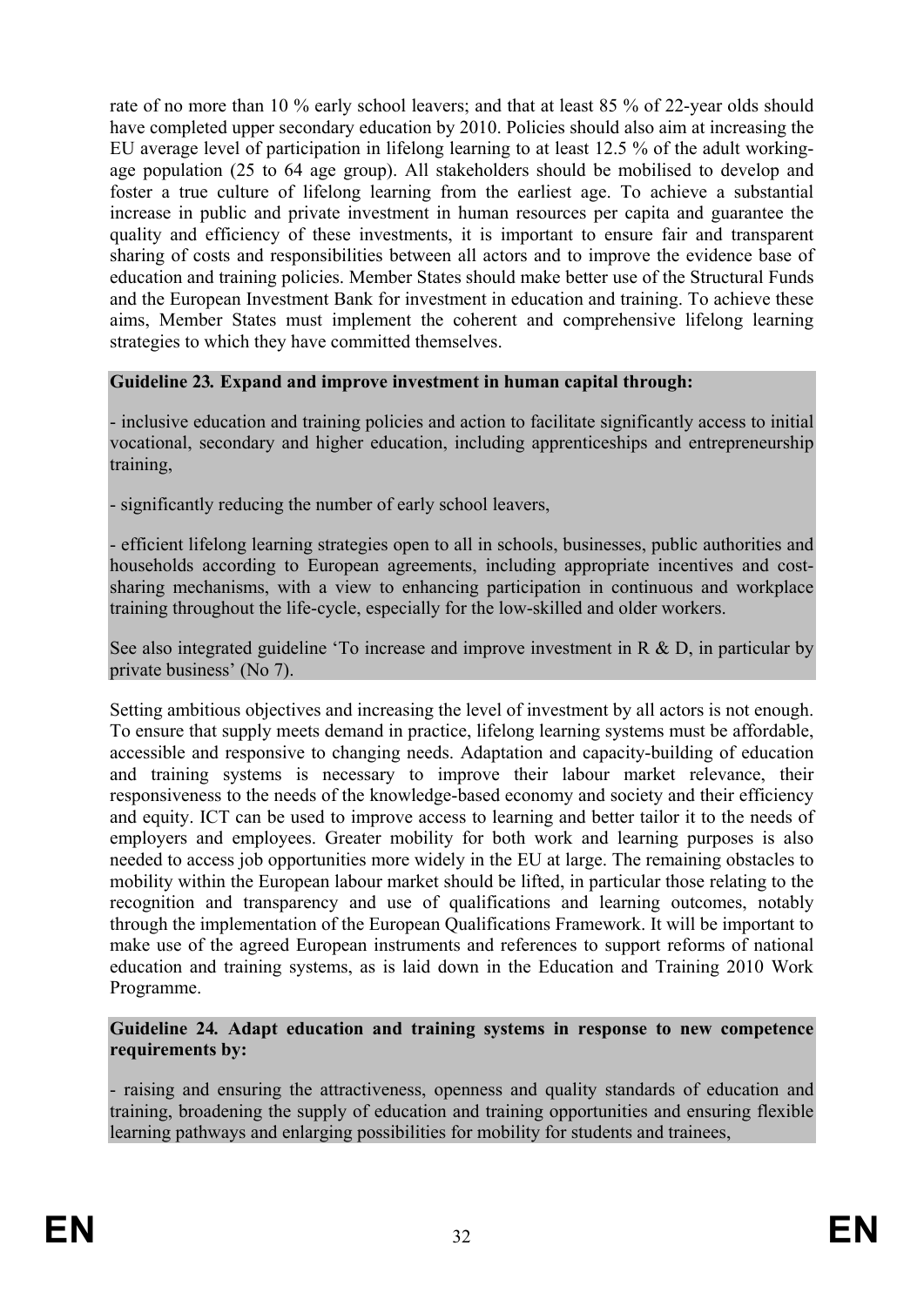rate of no more than 10 % early school leavers; and that at least 85 % of 22-year olds should have completed upper secondary education by 2010. Policies should also aim at increasing the EU average level of participation in lifelong learning to at least 12.5 % of the adult working-age population (25 to 64 age group). All stakeholders should be mobilised to develop and foster a true culture of lifelong learning from the earliest age. To achieve a substantial increase in public and private investment in human resources per capita and guarantee the quality and efficiency of these investments, it is important to ensure fair and transparent sharing of costs and responsibilities between all actors and to improve the evidence base of education and training policies. Member States should make better use of the Structural Funds and the European Investment Bank for investment in education and training. To achieve these aims, Member States must implement the coherent and comprehensive lifelong learning strategies to which they have committed themselves.

**Guideline 23. Expand and improve investment in human capital through:**

- inclusive education and training policies and action to facilitate significantly access to initial vocational, secondary and higher education, including apprenticeships and entrepreneurship training,

- significantly reducing the number of early school leavers,

- efficient lifelong learning strategies open to all in schools, businesses, public authorities and households according to European agreements, including appropriate incentives and cost-sharing mechanisms, with a view to enhancing participation in continuous and workplace training throughout the life-cycle, especially for the low-skilled and older workers.

See also integrated guideline 'To increase and improve investment in R & D, in particular by private business' (No 7).

Setting ambitious objectives and increasing the level of investment by all actors is not enough. To ensure that supply meets demand in practice, lifelong learning systems must be affordable, accessible and responsive to changing needs. Adaptation and capacity-building of education and training systems is necessary to improve their labour market relevance, their responsiveness to the needs of the knowledge-based economy and society and their efficiency and equity. ICT can be used to improve access to learning and better tailor it to the needs of employers and employees. Greater mobility for both work and learning purposes is also needed to access job opportunities more widely in the EU at large. The remaining obstacles to mobility within the European labour market should be lifted, in particular those relating to the recognition and transparency and use of qualifications and learning outcomes, notably through the implementation of the European Qualifications Framework. It will be important to make use of the agreed European instruments and references to support reforms of national education and training systems, as is laid down in the Education and Training 2010 Work Programme.

**Guideline 24. Adapt education and training systems in response to new competence requirements by:**

- raising and ensuring the attractiveness, openness and quality standards of education and training, broadening the supply of education and training opportunities and ensuring flexible learning pathways and enlarging possibilities for mobility for students and trainees,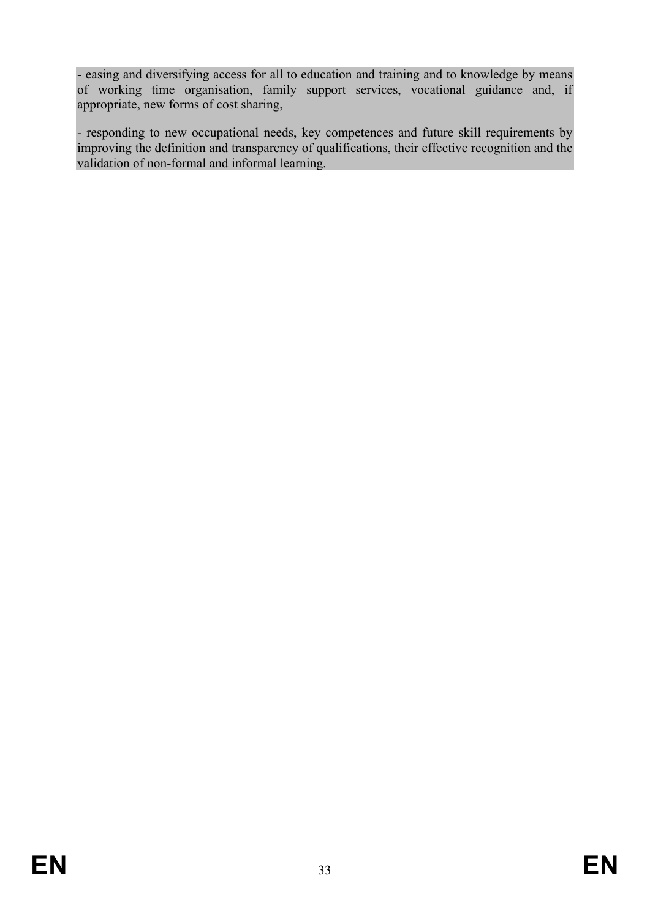- easing and diversifying access for all to education and training and to knowledge by means of working time organisation, family support services, vocational guidance and, if appropriate, new forms of cost sharing,

- responding to new occupational needs, key competences and future skill requirements by improving the definition and transparency of qualifications, their effective recognition and the validation of non-formal and informal learning.